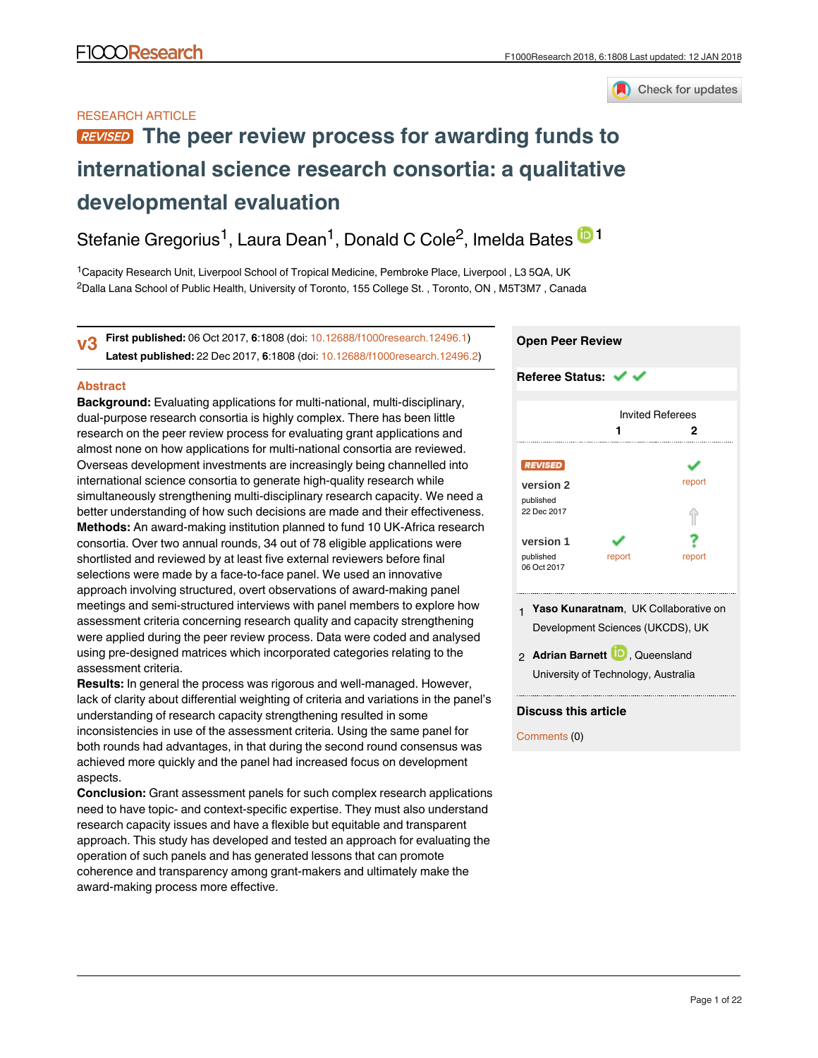RESEARCH ARTICLE

# REVISED The peer review process for awarding funds to international science research consortia: a qualitative developmental evaluation

Stefanie Gregorius[1], Laura Dean[1], Donald C Cole[2], Imelda Bates[1]

[1]Capacity Research Unit, Liverpool School of Tropical Medicine, Pembroke Place, Liverpool , L3 5QA, UK
[2]Dalla Lana School of Public Health, University of Toronto, 155 College St. , Toronto, ON , M5T3M7 , Canada

**v3** **First published:** 06 Oct 2017, **6**:1808 (doi: 10.12688/f1000research.12496.1)
**Latest published:** 22 Dec 2017, **6**:1808 (doi: 10.12688/f1000research.12496.2)

## Abstract

**Background:** Evaluating applications for multi-national, multi-disciplinary, dual-purpose research consortia is highly complex. There has been little research on the peer review process for evaluating grant applications and almost none on how applications for multi-national consortia are reviewed. Overseas development investments are increasingly being channelled into international science consortia to generate high-quality research while simultaneously strengthening multi-disciplinary research capacity. We need a better understanding of how such decisions are made and their effectiveness.
**Methods:** An award-making institution planned to fund 10 UK-Africa research consortia. Over two annual rounds, 34 out of 78 eligible applications were shortlisted and reviewed by at least five external reviewers before final selections were made by a face-to-face panel. We used an innovative approach involving structured, overt observations of award-making panel meetings and semi-structured interviews with panel members to explore how assessment criteria concerning research quality and capacity strengthening were applied during the peer review process. Data were coded and analysed using pre-designed matrices which incorporated categories relating to the assessment criteria.
**Results:** In general the process was rigorous and well-managed. However, lack of clarity about differential weighting of criteria and variations in the panel's understanding of research capacity strengthening resulted in some inconsistencies in use of the assessment criteria. Using the same panel for both rounds had advantages, in that during the second round consensus was achieved more quickly and the panel had increased focus on development aspects.
**Conclusion:** Grant assessment panels for such complex research applications need to have topic- and context-specific expertise. They must also understand research capacity issues and have a flexible but equitable and transparent approach. This study has developed and tested an approach for evaluating the operation of such panels and has generated lessons that can promote coherence and transparency among grant-makers and ultimately make the award-making process more effective.

**Open Peer Review**

**Referee Status:** ✔ ✔

| | Invited Referees 1 | Invited Referees 2 |
|---|---|---|
| REVISED version 2 published 22 Dec 2017 | | ✔ report |
| version 1 published 06 Oct 2017 | ✔ report | ? report |

1 **Yaso Kunaratnam**, UK Collaborative on Development Sciences (UKCDS), UK

2 **Adrian Barnett**, Queensland University of Technology, Australia

**Discuss this article**

Comments (0)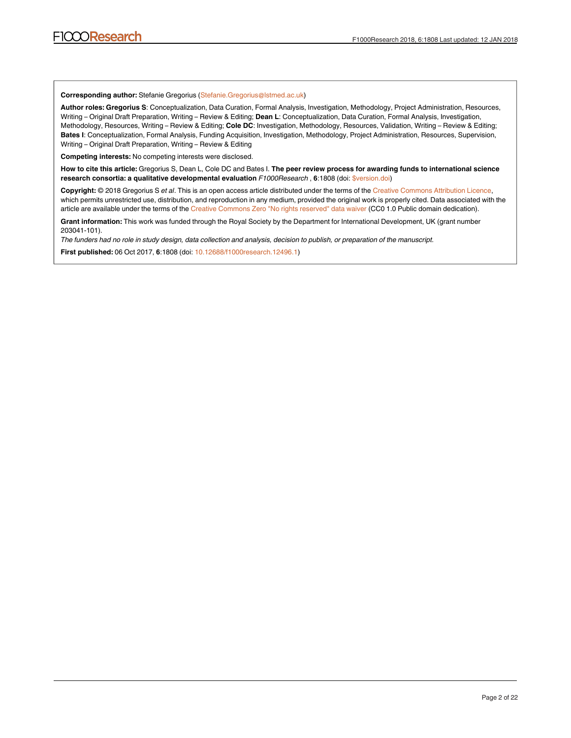**Corresponding author:** Stefanie Gregorius (Stefanie.Gregorius@lstmed.ac.uk)

**Author roles: Gregorius S**: Conceptualization, Data Curation, Formal Analysis, Investigation, Methodology, Project Administration, Resources, Writing – Original Draft Preparation, Writing – Review & Editing; **Dean L**: Conceptualization, Data Curation, Formal Analysis, Investigation, Methodology, Resources, Writing – Review & Editing; **Cole DC**: Investigation, Methodology, Resources, Validation, Writing – Review & Editing; **Bates I**: Conceptualization, Formal Analysis, Funding Acquisition, Investigation, Methodology, Project Administration, Resources, Supervision, Writing – Original Draft Preparation, Writing – Review & Editing

**Competing interests:** No competing interests were disclosed.

**How to cite this article:** Gregorius S, Dean L, Cole DC and Bates I. **The peer review process for awarding funds to international science research consortia: a qualitative developmental evaluation** *F1000Research* , **6**:1808 (doi: $version.doi)

**Copyright:** © 2018 Gregorius S *et al*. This is an open access article distributed under the terms of the Creative Commons Attribution Licence, which permits unrestricted use, distribution, and reproduction in any medium, provided the original work is properly cited. Data associated with the article are available under the terms of the Creative Commons Zero "No rights reserved" data waiver (CC0 1.0 Public domain dedication).

**Grant information:** This work was funded through the Royal Society by the Department for International Development, UK (grant number 203041-101).

*The funders had no role in study design, data collection and analysis, decision to publish, or preparation of the manuscript.*

**First published:** 06 Oct 2017, **6**:1808 (doi: 10.12688/f1000research.12496.1)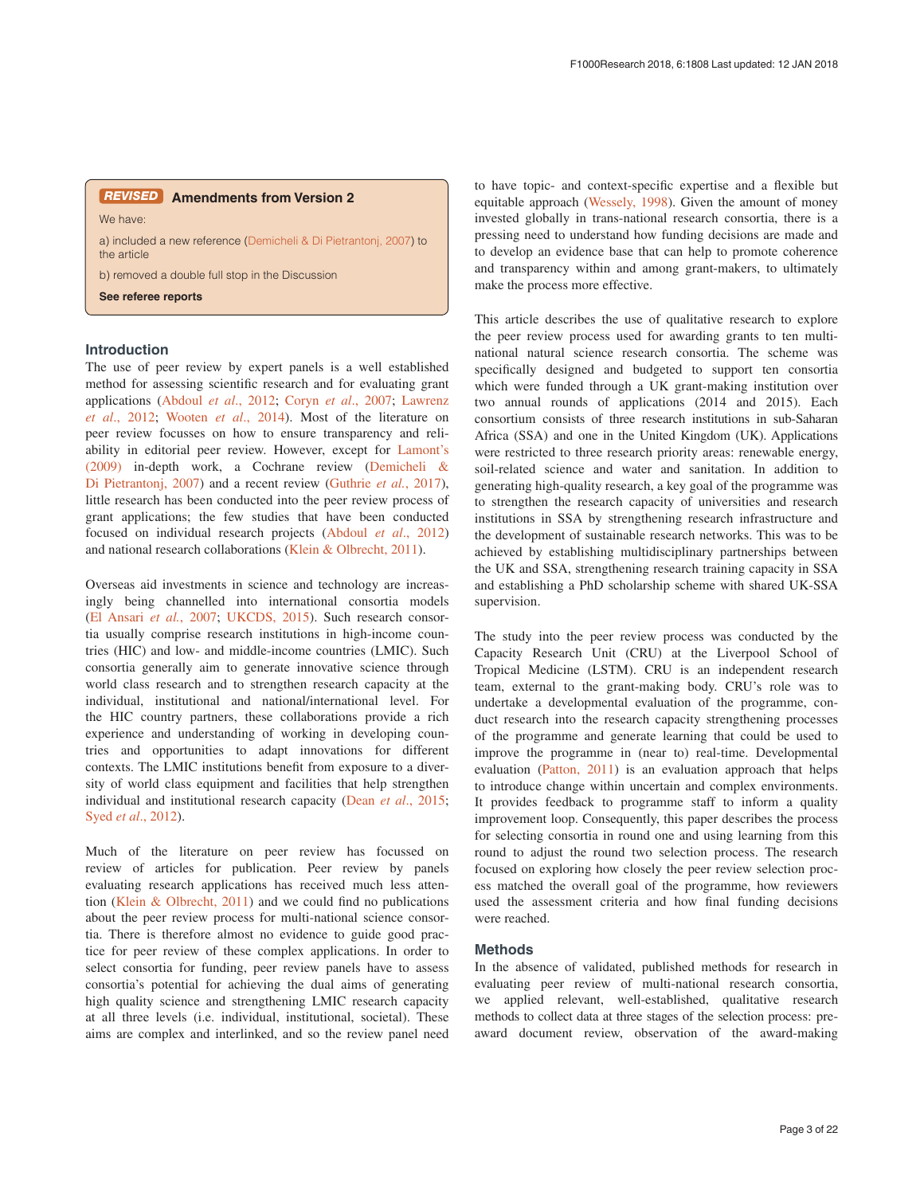**REVISED** **Amendments from Version 2**

We have:

a) included a new reference (Demicheli & Di Pietrantonj, 2007) to the article

b) removed a double full stop in the Discussion

**See referee reports**

## Introduction

The use of peer review by expert panels is a well established method for assessing scientific research and for evaluating grant applications (Abdoul *et al*., 2012; Coryn *et al*., 2007; Lawrenz *et al*., 2012; Wooten *et al*., 2014). Most of the literature on peer review focusses on how to ensure transparency and reliability in editorial peer review. However, except for Lamont's (2009) in-depth work, a Cochrane review (Demicheli & Di Pietrantonj, 2007) and a recent review (Guthrie *et al*., 2017), little research has been conducted into the peer review process of grant applications; the few studies that have been conducted focused on individual research projects (Abdoul *et al*., 2012) and national research collaborations (Klein & Olbrecht, 2011).

Overseas aid investments in science and technology are increasingly being channelled into international consortia models (El Ansari *et al*., 2007; UKCDS, 2015). Such research consortia usually comprise research institutions in high-income countries (HIC) and low- and middle-income countries (LMIC). Such consortia generally aim to generate innovative science through world class research and to strengthen research capacity at the individual, institutional and national/international level. For the HIC country partners, these collaborations provide a rich experience and understanding of working in developing countries and opportunities to adapt innovations for different contexts. The LMIC institutions benefit from exposure to a diversity of world class equipment and facilities that help strengthen individual and institutional research capacity (Dean *et al*., 2015; Syed *et al*., 2012).

Much of the literature on peer review has focussed on review of articles for publication. Peer review by panels evaluating research applications has received much less attention (Klein & Olbrecht, 2011) and we could find no publications about the peer review process for multi-national science consortia. There is therefore almost no evidence to guide good practice for peer review of these complex applications. In order to select consortia for funding, peer review panels have to assess consortia's potential for achieving the dual aims of generating high quality science and strengthening LMIC research capacity at all three levels (i.e. individual, institutional, societal). These aims are complex and interlinked, and so the review panel need to have topic- and context-specific expertise and a flexible but equitable approach (Wessely, 1998). Given the amount of money invested globally in trans-national research consortia, there is a pressing need to understand how funding decisions are made and to develop an evidence base that can help to promote coherence and transparency within and among grant-makers, to ultimately make the process more effective.

This article describes the use of qualitative research to explore the peer review process used for awarding grants to ten multi-national natural science research consortia. The scheme was specifically designed and budgeted to support ten consortia which were funded through a UK grant-making institution over two annual rounds of applications (2014 and 2015). Each consortium consists of three research institutions in sub-Saharan Africa (SSA) and one in the United Kingdom (UK). Applications were restricted to three research priority areas: renewable energy, soil-related science and water and sanitation. In addition to generating high-quality research, a key goal of the programme was to strengthen the research capacity of universities and research institutions in SSA by strengthening research infrastructure and the development of sustainable research networks. This was to be achieved by establishing multidisciplinary partnerships between the UK and SSA, strengthening research training capacity in SSA and establishing a PhD scholarship scheme with shared UK-SSA supervision.

The study into the peer review process was conducted by the Capacity Research Unit (CRU) at the Liverpool School of Tropical Medicine (LSTM). CRU is an independent research team, external to the grant-making body. CRU's role was to undertake a developmental evaluation of the programme, conduct research into the research capacity strengthening processes of the programme and generate learning that could be used to improve the programme in (near to) real-time. Developmental evaluation (Patton, 2011) is an evaluation approach that helps to introduce change within uncertain and complex environments. It provides feedback to programme staff to inform a quality improvement loop. Consequently, this paper describes the process for selecting consortia in round one and using learning from this round to adjust the round two selection process. The research focused on exploring how closely the peer review selection process matched the overall goal of the programme, how reviewers used the assessment criteria and how final funding decisions were reached.

## Methods

In the absence of validated, published methods for research in evaluating peer review of multi-national research consortia, we applied relevant, well-established, qualitative research methods to collect data at three stages of the selection process: pre-award document review, observation of the award-making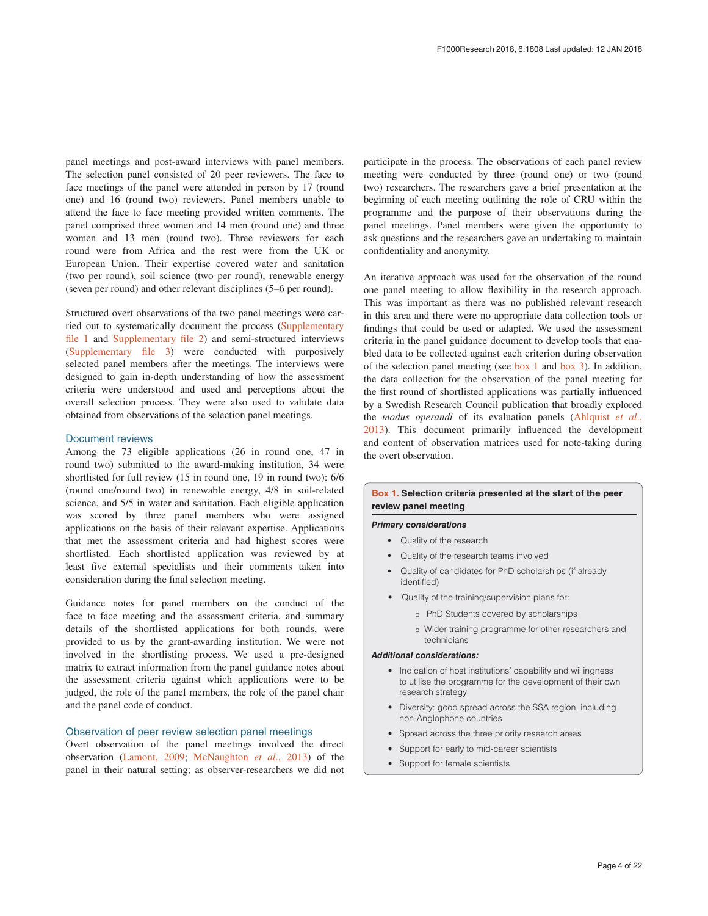panel meetings and post-award interviews with panel members. The selection panel consisted of 20 peer reviewers. The face to face meetings of the panel were attended in person by 17 (round one) and 16 (round two) reviewers. Panel members unable to attend the face to face meeting provided written comments. The panel comprised three women and 14 men (round one) and three women and 13 men (round two). Three reviewers for each round were from Africa and the rest were from the UK or European Union. Their expertise covered water and sanitation (two per round), soil science (two per round), renewable energy (seven per round) and other relevant disciplines (5–6 per round).

Structured overt observations of the two panel meetings were carried out to systematically document the process (Supplementary file 1 and Supplementary file 2) and semi-structured interviews (Supplementary file 3) were conducted with purposively selected panel members after the meetings. The interviews were designed to gain in-depth understanding of how the assessment criteria were understood and used and perceptions about the overall selection process. They were also used to validate data obtained from observations of the selection panel meetings.

### Document reviews

Among the 73 eligible applications (26 in round one, 47 in round two) submitted to the award-making institution, 34 were shortlisted for full review (15 in round one, 19 in round two): 6/6 (round one/round two) in renewable energy, 4/8 in soil-related science, and 5/5 in water and sanitation. Each eligible application was scored by three panel members who were assigned applications on the basis of their relevant expertise. Applications that met the assessment criteria and had highest scores were shortlisted. Each shortlisted application was reviewed by at least five external specialists and their comments taken into consideration during the final selection meeting.

Guidance notes for panel members on the conduct of the face to face meeting and the assessment criteria, and summary details of the shortlisted applications for both rounds, were provided to us by the grant-awarding institution. We were not involved in the shortlisting process. We used a pre-designed matrix to extract information from the panel guidance notes about the assessment criteria against which applications were to be judged, the role of the panel members, the role of the panel chair and the panel code of conduct.

### Observation of peer review selection panel meetings

Overt observation of the panel meetings involved the direct observation (Lamont, 2009; McNaughton *et al*., 2013) of the panel in their natural setting; as observer-researchers we did not participate in the process. The observations of each panel review meeting were conducted by three (round one) or two (round two) researchers. The researchers gave a brief presentation at the beginning of each meeting outlining the role of CRU within the programme and the purpose of their observations during the panel meetings. Panel members were given the opportunity to ask questions and the researchers gave an undertaking to maintain confidentiality and anonymity.

An iterative approach was used for the observation of the round one panel meeting to allow flexibility in the research approach. This was important as there was no published relevant research in this area and there were no appropriate data collection tools or findings that could be used or adapted. We used the assessment criteria in the panel guidance document to develop tools that enabled data to be collected against each criterion during observation of the selection panel meeting (see box 1 and box 3). In addition, the data collection for the observation of the panel meeting for the first round of shortlisted applications was partially influenced by a Swedish Research Council publication that broadly explored the *modus operandi* of its evaluation panels (Ahlquist *et al*., 2013). This document primarily influenced the development and content of observation matrices used for note-taking during the overt observation.

**Box 1. Selection criteria presented at the start of the peer review panel meeting**

***Primary considerations***

- Quality of the research
- Quality of the research teams involved
- Quality of candidates for PhD scholarships (if already identified)
- Quality of the training/supervision plans for:
  - PhD Students covered by scholarships
  - Wider training programme for other researchers and technicians

***Additional considerations:***

- Indication of host institutions' capability and willingness to utilise the programme for the development of their own research strategy
- Diversity: good spread across the SSA region, including non-Anglophone countries
- Spread across the three priority research areas
- Support for early to mid-career scientists
- Support for female scientists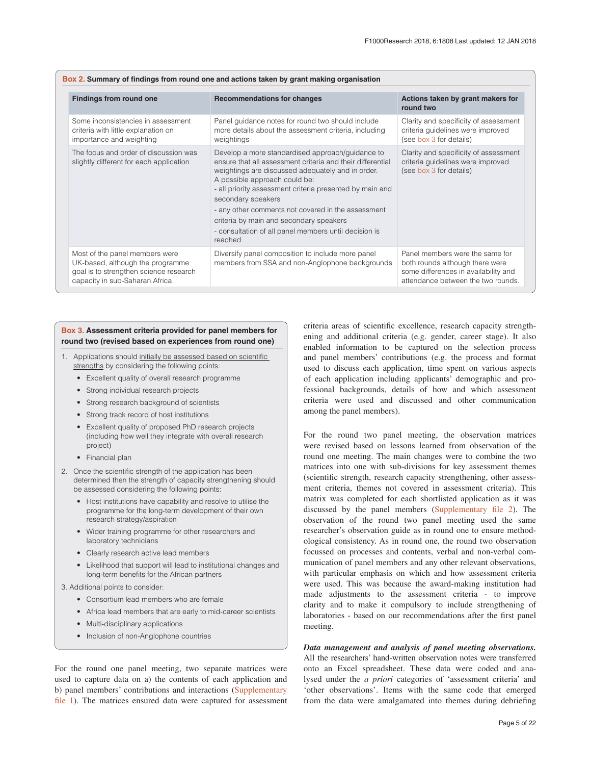**Box 2. Summary of findings from round one and actions taken by grant making organisation**

| Findings from round one | Recommendations for changes | Actions taken by grant makers for round two |
|---|---|---|
| Some inconsistencies in assessment criteria with little explanation on importance and weighting | Panel guidance notes for round two should include more details about the assessment criteria, including weightings | Clarity and specificity of assessment criteria guidelines were improved (see box 3 for details) |
| The focus and order of discussion was slightly different for each application | Develop a more standardised approach/guidance to ensure that all assessment criteria and their differential weightings are discussed adequately and in order. A possible approach could be:<br>- all priority assessment criteria presented by main and secondary speakers<br>- any other comments not covered in the assessment criteria by main and secondary speakers<br>- consultation of all panel members until decision is reached | Clarity and specificity of assessment criteria guidelines were improved (see box 3 for details) |
| Most of the panel members were UK-based, although the programme goal is to strengthen science research capacity in sub-Saharan Africa | Diversify panel composition to include more panel members from SSA and non-Anglophone backgrounds | Panel members were the same for both rounds although there were some differences in availability and attendance between the two rounds. |

**Box 3. Assessment criteria provided for panel members for round two (revised based on experiences from round one)**

1. Applications should <u>initially be assessed based on scientific strengths</u> by considering the following points:
   - Excellent quality of overall research programme
   - Strong individual research projects
   - Strong research background of scientists
   - Strong track record of host institutions
   - Excellent quality of proposed PhD research projects (including how well they integrate with overall research project)
   - Financial plan
2. Once the scientific strength of the application has been determined then the strength of capacity strengthening should be assessed considering the following points:
   - Host institutions have capability and resolve to utilise the programme for the long-term development of their own research strategy/aspiration
   - Wider training programme for other researchers and laboratory technicians
   - Clearly research active lead members
   - Likelihood that support will lead to institutional changes and long-term benefits for the African partners
3. Additional points to consider:
   - Consortium lead members who are female
   - Africa lead members that are early to mid-career scientists
   - Multi-disciplinary applications
   - Inclusion of non-Anglophone countries

For the round one panel meeting, two separate matrices were used to capture data on a) the contents of each application and b) panel members' contributions and interactions (Supplementary file 1). The matrices ensured data were captured for assessment criteria areas of scientific excellence, research capacity strengthening and additional criteria (e.g. gender, career stage). It also enabled information to be captured on the selection process and panel members' contributions (e.g. the process and format used to discuss each application, time spent on various aspects of each application including applicants' demographic and professional backgrounds, details of how and which assessment criteria were used and discussed and other communication among the panel members).

For the round two panel meeting, the observation matrices were revised based on lessons learned from observation of the round one meeting. The main changes were to combine the two matrices into one with sub-divisions for key assessment themes (scientific strength, research capacity strengthening, other assessment criteria, themes not covered in assessment criteria). This matrix was completed for each shortlisted application as it was discussed by the panel members (Supplementary file 2). The observation of the round two panel meeting used the same researcher's observation guide as in round one to ensure methodological consistency. As in round one, the round two observation focussed on processes and contents, verbal and non-verbal communication of panel members and any other relevant observations, with particular emphasis on which and how assessment criteria were used. This was because the award-making institution had made adjustments to the assessment criteria - to improve clarity and to make it compulsory to include strengthening of laboratories - based on our recommendations after the first panel meeting.

***Data management and analysis of panel meeting observations.*** All the researchers' hand-written observation notes were transferred onto an Excel spreadsheet. These data were coded and analysed under the *a priori* categories of 'assessment criteria' and 'other observations'. Items with the same code that emerged from the data were amalgamated into themes during debriefing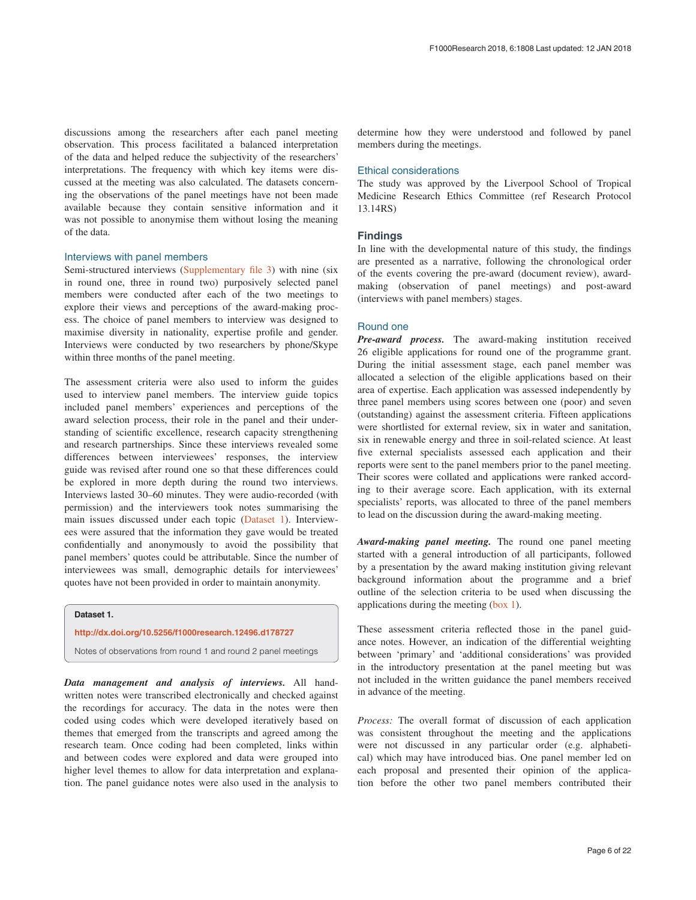discussions among the researchers after each panel meeting observation. This process facilitated a balanced interpretation of the data and helped reduce the subjectivity of the researchers' interpretations. The frequency with which key items were discussed at the meeting was also calculated. The datasets concerning the observations of the panel meetings have not been made available because they contain sensitive information and it was not possible to anonymise them without losing the meaning of the data.

### Interviews with panel members

Semi-structured interviews (Supplementary file 3) with nine (six in round one, three in round two) purposively selected panel members were conducted after each of the two meetings to explore their views and perceptions of the award-making process. The choice of panel members to interview was designed to maximise diversity in nationality, expertise profile and gender. Interviews were conducted by two researchers by phone/Skype within three months of the panel meeting.

The assessment criteria were also used to inform the guides used to interview panel members. The interview guide topics included panel members' experiences and perceptions of the award selection process, their role in the panel and their understanding of scientific excellence, research capacity strengthening and research partnerships. Since these interviews revealed some differences between interviewees' responses, the interview guide was revised after round one so that these differences could be explored in more depth during the round two interviews. Interviews lasted 30–60 minutes. They were audio-recorded (with permission) and the interviewers took notes summarising the main issues discussed under each topic (Dataset 1). Interviewees were assured that the information they gave would be treated confidentially and anonymously to avoid the possibility that panel members' quotes could be attributable. Since the number of interviewees was small, demographic details for interviewees' quotes have not been provided in order to maintain anonymity.

> **Dataset 1.**
>
> http://dx.doi.org/10.5256/f1000research.12496.d178727
>
> Notes of observations from round 1 and round 2 panel meetings

***Data management and analysis of interviews.*** All handwritten notes were transcribed electronically and checked against the recordings for accuracy. The data in the notes were then coded using codes which were developed iteratively based on themes that emerged from the transcripts and agreed among the research team. Once coding had been completed, links within and between codes were explored and data were grouped into higher level themes to allow for data interpretation and explanation. The panel guidance notes were also used in the analysis to determine how they were understood and followed by panel members during the meetings.

### Ethical considerations

The study was approved by the Liverpool School of Tropical Medicine Research Ethics Committee (ref Research Protocol 13.14RS)

## Findings

In line with the developmental nature of this study, the findings are presented as a narrative, following the chronological order of the events covering the pre-award (document review), award-making (observation of panel meetings) and post-award (interviews with panel members) stages.

### Round one

***Pre-award process.*** The award-making institution received 26 eligible applications for round one of the programme grant. During the initial assessment stage, each panel member was allocated a selection of the eligible applications based on their area of expertise. Each application was assessed independently by three panel members using scores between one (poor) and seven (outstanding) against the assessment criteria. Fifteen applications were shortlisted for external review, six in water and sanitation, six in renewable energy and three in soil-related science. At least five external specialists assessed each application and their reports were sent to the panel members prior to the panel meeting. Their scores were collated and applications were ranked according to their average score. Each application, with its external specialists' reports, was allocated to three of the panel members to lead on the discussion during the award-making meeting.

***Award-making panel meeting.*** The round one panel meeting started with a general introduction of all participants, followed by a presentation by the award making institution giving relevant background information about the programme and a brief outline of the selection criteria to be used when discussing the applications during the meeting (box 1).

These assessment criteria reflected those in the panel guidance notes. However, an indication of the differential weighting between 'primary' and 'additional considerations' was provided in the introductory presentation at the panel meeting but was not included in the written guidance the panel members received in advance of the meeting.

*Process:* The overall format of discussion of each application was consistent throughout the meeting and the applications were not discussed in any particular order (e.g. alphabetical) which may have introduced bias. One panel member led on each proposal and presented their opinion of the application before the other two panel members contributed their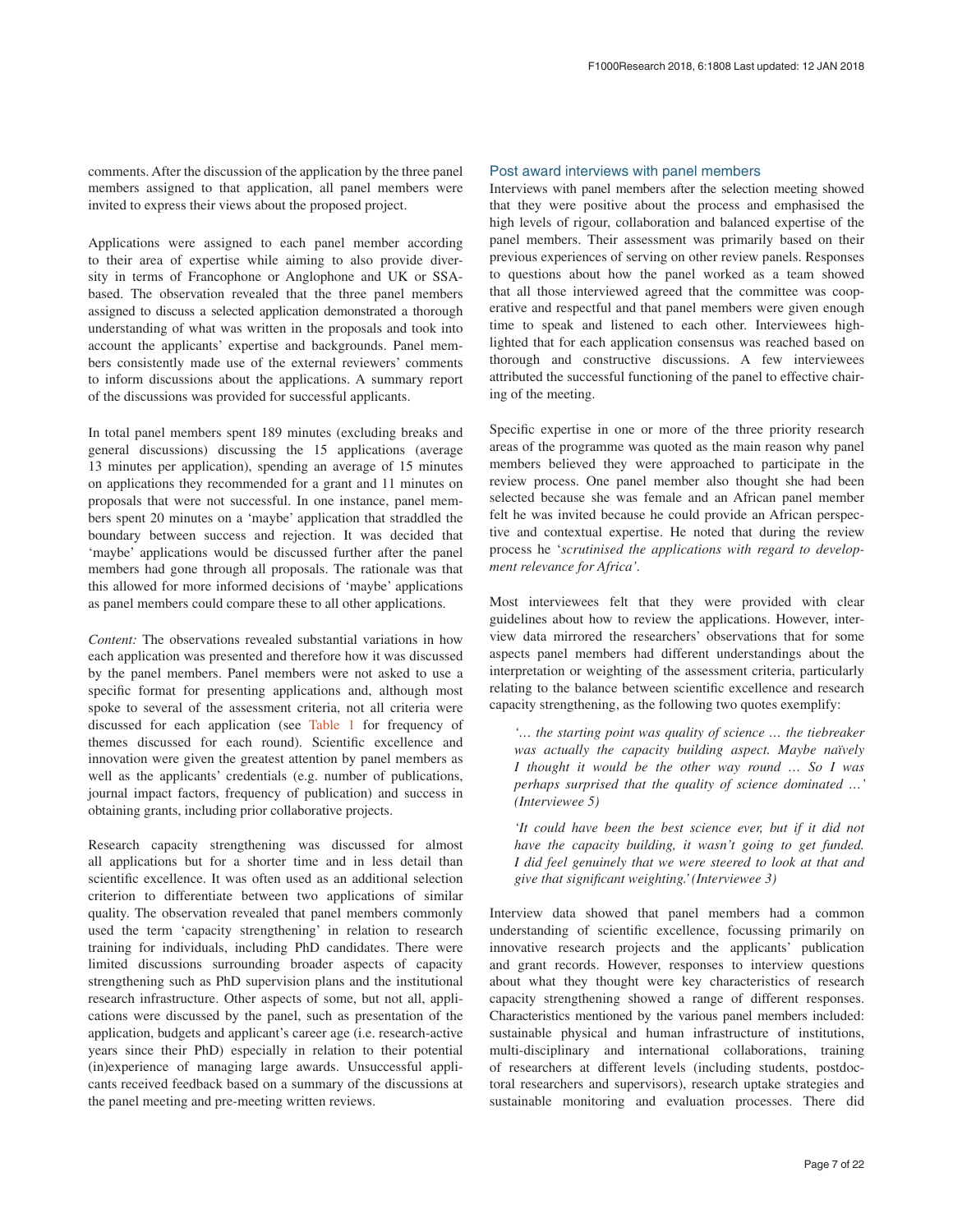comments. After the discussion of the application by the three panel members assigned to that application, all panel members were invited to express their views about the proposed project.

Applications were assigned to each panel member according to their area of expertise while aiming to also provide diversity in terms of Francophone or Anglophone and UK or SSA-based. The observation revealed that the three panel members assigned to discuss a selected application demonstrated a thorough understanding of what was written in the proposals and took into account the applicants' expertise and backgrounds. Panel members consistently made use of the external reviewers' comments to inform discussions about the applications. A summary report of the discussions was provided for successful applicants.

In total panel members spent 189 minutes (excluding breaks and general discussions) discussing the 15 applications (average 13 minutes per application), spending an average of 15 minutes on applications they recommended for a grant and 11 minutes on proposals that were not successful. In one instance, panel members spent 20 minutes on a 'maybe' application that straddled the boundary between success and rejection. It was decided that 'maybe' applications would be discussed further after the panel members had gone through all proposals. The rationale was that this allowed for more informed decisions of 'maybe' applications as panel members could compare these to all other applications.

*Content:* The observations revealed substantial variations in how each application was presented and therefore how it was discussed by the panel members. Panel members were not asked to use a specific format for presenting applications and, although most spoke to several of the assessment criteria, not all criteria were discussed for each application (see Table 1 for frequency of themes discussed for each round). Scientific excellence and innovation were given the greatest attention by panel members as well as the applicants' credentials (e.g. number of publications, journal impact factors, frequency of publication) and success in obtaining grants, including prior collaborative projects.

Research capacity strengthening was discussed for almost all applications but for a shorter time and in less detail than scientific excellence. It was often used as an additional selection criterion to differentiate between two applications of similar quality. The observation revealed that panel members commonly used the term 'capacity strengthening' in relation to research training for individuals, including PhD candidates. There were limited discussions surrounding broader aspects of capacity strengthening such as PhD supervision plans and the institutional research infrastructure. Other aspects of some, but not all, applications were discussed by the panel, such as presentation of the application, budgets and applicant's career age (i.e. research-active years since their PhD) especially in relation to their potential (in)experience of managing large awards. Unsuccessful applicants received feedback based on a summary of the discussions at the panel meeting and pre-meeting written reviews.

### Post award interviews with panel members

Interviews with panel members after the selection meeting showed that they were positive about the process and emphasised the high levels of rigour, collaboration and balanced expertise of the panel members. Their assessment was primarily based on their previous experiences of serving on other review panels. Responses to questions about how the panel worked as a team showed that all those interviewed agreed that the committee was cooperative and respectful and that panel members were given enough time to speak and listened to each other. Interviewees highlighted that for each application consensus was reached based on thorough and constructive discussions. A few interviewees attributed the successful functioning of the panel to effective chairing of the meeting.

Specific expertise in one or more of the three priority research areas of the programme was quoted as the main reason why panel members believed they were approached to participate in the review process. One panel member also thought she had been selected because she was female and an African panel member felt he was invited because he could provide an African perspective and contextual expertise. He noted that during the review process he '*scrutinised the applications with regard to development relevance for Africa'*.

Most interviewees felt that they were provided with clear guidelines about how to review the applications. However, interview data mirrored the researchers' observations that for some aspects panel members had different understandings about the interpretation or weighting of the assessment criteria, particularly relating to the balance between scientific excellence and research capacity strengthening, as the following two quotes exemplify:

> *'… the starting point was quality of science … the tiebreaker was actually the capacity building aspect. Maybe naïvely I thought it would be the other way round … So I was perhaps surprised that the quality of science dominated …' (Interviewee 5)*

> *'It could have been the best science ever, but if it did not have the capacity building, it wasn't going to get funded. I did feel genuinely that we were steered to look at that and give that significant weighting.' (Interviewee 3)*

Interview data showed that panel members had a common understanding of scientific excellence, focussing primarily on innovative research projects and the applicants' publication and grant records. However, responses to interview questions about what they thought were key characteristics of research capacity strengthening showed a range of different responses. Characteristics mentioned by the various panel members included: sustainable physical and human infrastructure of institutions, multi-disciplinary and international collaborations, training of researchers at different levels (including students, postdoctoral researchers and supervisors), research uptake strategies and sustainable monitoring and evaluation processes. There did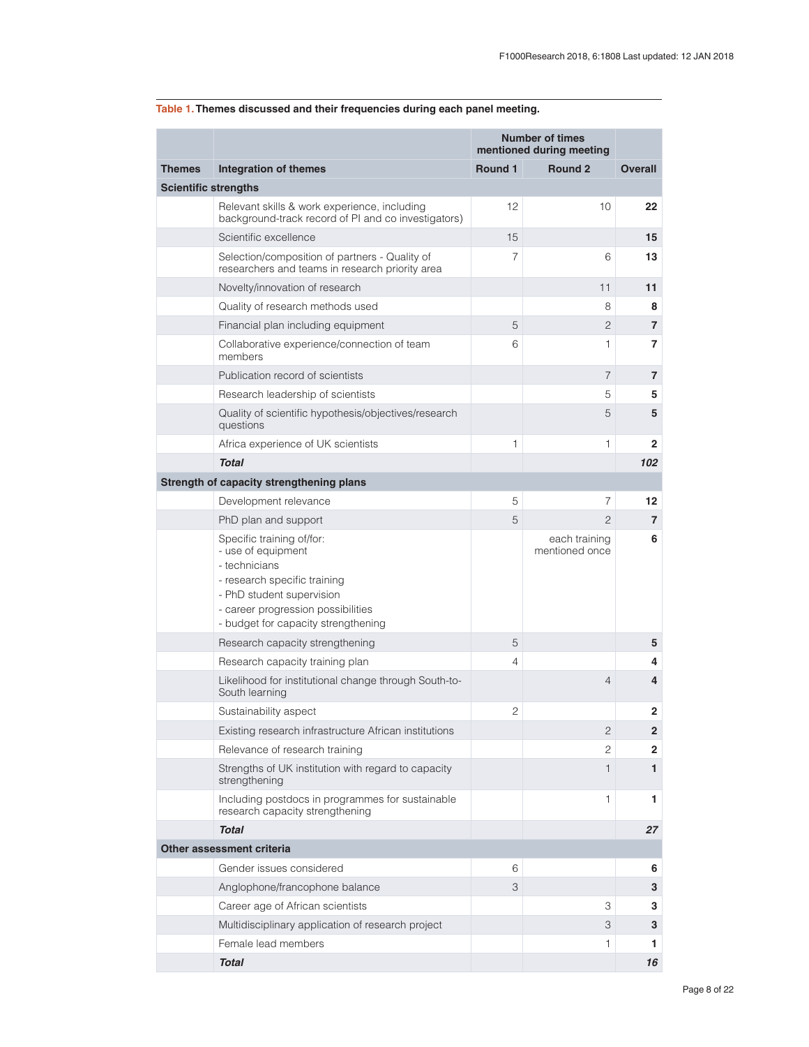**Table 1. Themes discussed and their frequencies during each panel meeting.**

| | | Number of times mentioned during meeting | | |
|---|---|---|---|---|
| **Themes** | **Integration of themes** | **Round 1** | **Round 2** | **Overall** |
| **Scientific strengths** | | | | |
| | Relevant skills & work experience, including background-track record of PI and co investigators) | 12 | 10 | **22** |
| | Scientific excellence | 15 | | **15** |
| | Selection/composition of partners - Quality of researchers and teams in research priority area | 7 | 6 | **13** |
| | Novelty/innovation of research | | 11 | **11** |
| | Quality of research methods used | | 8 | **8** |
| | Financial plan including equipment | 5 | 2 | **7** |
| | Collaborative experience/connection of team members | 6 | 1 | **7** |
| | Publication record of scientists | | 7 | **7** |
| | Research leadership of scientists | | 5 | **5** |
| | Quality of scientific hypothesis/objectives/research questions | | 5 | **5** |
| | Africa experience of UK scientists | 1 | 1 | **2** |
| | ***Total*** | | | ***102*** |
| **Strength of capacity strengthening plans** | | | | |
| | Development relevance | 5 | 7 | **12** |
| | PhD plan and support | 5 | 2 | **7** |
| | Specific training of/for:<br>- use of equipment<br>- technicians<br>- research specific training<br>- PhD student supervision<br>- career progression possibilities<br>- budget for capacity strengthening | | each training mentioned once | **6** |
| | Research capacity strengthening | 5 | | **5** |
| | Research capacity training plan | 4 | | **4** |
| | Likelihood for institutional change through South-to-South learning | | 4 | **4** |
| | Sustainability aspect | 2 | | **2** |
| | Existing research infrastructure African institutions | | 2 | **2** |
| | Relevance of research training | | 2 | **2** |
| | Strengths of UK institution with regard to capacity strengthening | | 1 | **1** |
| | Including postdocs in programmes for sustainable research capacity strengthening | | 1 | **1** |
| | ***Total*** | | | ***27*** |
| **Other assessment criteria** | | | | |
| | Gender issues considered | 6 | | **6** |
| | Anglophone/francophone balance | 3 | | **3** |
| | Career age of African scientists | | 3 | **3** |
| | Multidisciplinary application of research project | | 3 | **3** |
| | Female lead members | | 1 | **1** |
| | ***Total*** | | | ***16*** |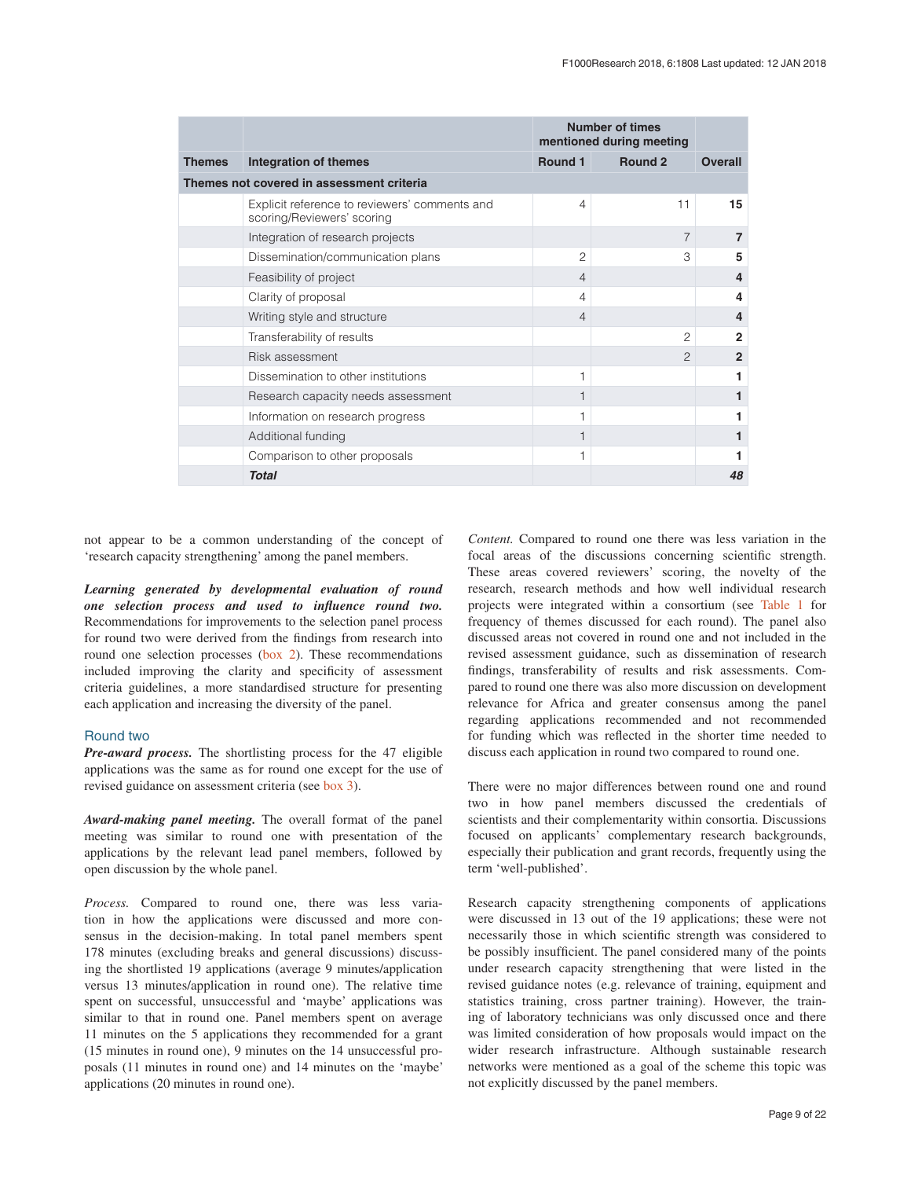| Themes | Integration of themes | Number of times mentioned during meeting | | |
|---|---|---|---|---|
| | | Round 1 | Round 2 | Overall |
| **Themes not covered in assessment criteria** | | | | |
| | Explicit reference to reviewers' comments and scoring/Reviewers' scoring | 4 | 11 | **15** |
| | Integration of research projects | | 7 | **7** |
| | Dissemination/communication plans | 2 | 3 | **5** |
| | Feasibility of project | 4 | | **4** |
| | Clarity of proposal | 4 | | **4** |
| | Writing style and structure | 4 | | **4** |
| | Transferability of results | | 2 | **2** |
| | Risk assessment | | 2 | **2** |
| | Dissemination to other institutions | 1 | | **1** |
| | Research capacity needs assessment | 1 | | **1** |
| | Information on research progress | 1 | | **1** |
| | Additional funding | 1 | | **1** |
| | Comparison to other proposals | 1 | | **1** |
| | ***Total*** | | | ***48*** |

not appear to be a common understanding of the concept of 'research capacity strengthening' among the panel members.

***Learning generated by developmental evaluation of round one selection process and used to influence round two.*** Recommendations for improvements to the selection panel process for round two were derived from the findings from research into round one selection processes (box 2). These recommendations included improving the clarity and specificity of assessment criteria guidelines, a more standardised structure for presenting each application and increasing the diversity of the panel.

### Round two

***Pre-award process.*** The shortlisting process for the 47 eligible applications was the same as for round one except for the use of revised guidance on assessment criteria (see box 3).

***Award-making panel meeting.*** The overall format of the panel meeting was similar to round one with presentation of the applications by the relevant lead panel members, followed by open discussion by the whole panel.

*Process.* Compared to round one, there was less variation in how the applications were discussed and more consensus in the decision-making. In total panel members spent 178 minutes (excluding breaks and general discussions) discussing the shortlisted 19 applications (average 9 minutes/application versus 13 minutes/application in round one). The relative time spent on successful, unsuccessful and 'maybe' applications was similar to that in round one. Panel members spent on average 11 minutes on the 5 applications they recommended for a grant (15 minutes in round one), 9 minutes on the 14 unsuccessful proposals (11 minutes in round one) and 14 minutes on the 'maybe' applications (20 minutes in round one).

*Content.* Compared to round one there was less variation in the focal areas of the discussions concerning scientific strength. These areas covered reviewers' scoring, the novelty of the research, research methods and how well individual research projects were integrated within a consortium (see Table 1 for frequency of themes discussed for each round). The panel also discussed areas not covered in round one and not included in the revised assessment guidance, such as dissemination of research findings, transferability of results and risk assessments. Compared to round one there was also more discussion on development relevance for Africa and greater consensus among the panel regarding applications recommended and not recommended for funding which was reflected in the shorter time needed to discuss each application in round two compared to round one.

There were no major differences between round one and round two in how panel members discussed the credentials of scientists and their complementarity within consortia. Discussions focused on applicants' complementary research backgrounds, especially their publication and grant records, frequently using the term 'well-published'.

Research capacity strengthening components of applications were discussed in 13 out of the 19 applications; these were not necessarily those in which scientific strength was considered to be possibly insufficient. The panel considered many of the points under research capacity strengthening that were listed in the revised guidance notes (e.g. relevance of training, equipment and statistics training, cross partner training). However, the training of laboratory technicians was only discussed once and there was limited consideration of how proposals would impact on the wider research infrastructure. Although sustainable research networks were mentioned as a goal of the scheme this topic was not explicitly discussed by the panel members.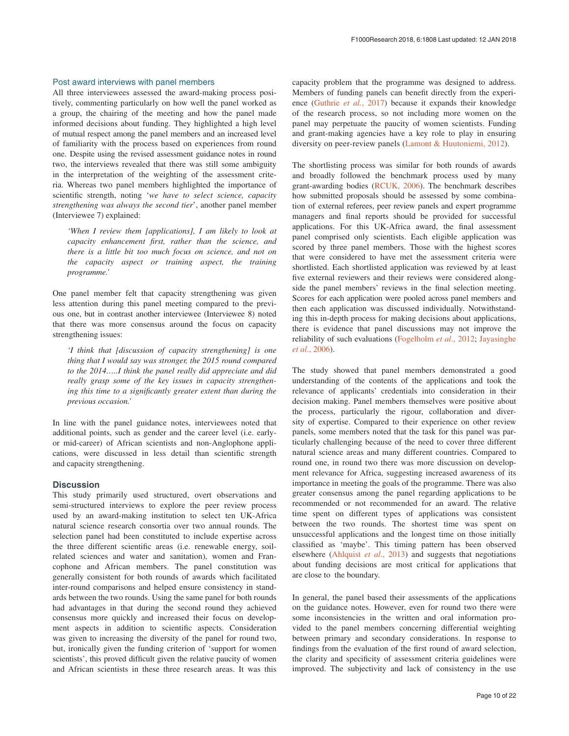### Post award interviews with panel members

All three interviewees assessed the award-making process positively, commenting particularly on how well the panel worked as a group, the chairing of the meeting and how the panel made informed decisions about funding. They highlighted a high level of mutual respect among the panel members and an increased level of familiarity with the process based on experiences from round one. Despite using the revised assessment guidance notes in round two, the interviews revealed that there was still some ambiguity in the interpretation of the weighting of the assessment criteria. Whereas two panel members highlighted the importance of scientific strength, noting '*we have to select science, capacity strengthening was always the second tier*', another panel member (Interviewee 7) explained:

> *'When I review them [applications], I am likely to look at capacity enhancement first, rather than the science, and there is a little bit too much focus on science, and not on the capacity aspect or training aspect, the training programme.'*

One panel member felt that capacity strengthening was given less attention during this panel meeting compared to the previous one, but in contrast another interviewee (Interviewee 8) noted that there was more consensus around the focus on capacity strengthening issues:

> *'I think that [discussion of capacity strengthening] is one thing that I would say was stronger, the 2015 round compared to the 2014…..I think the panel really did appreciate and did really grasp some of the key issues in capacity strengthening this time to a significantly greater extent than during the previous occasion.'*

In line with the panel guidance notes, interviewees noted that additional points, such as gender and the career level (i.e. early- or mid-career) of African scientists and non-Anglophone applications, were discussed in less detail than scientific strength and capacity strengthening.

## Discussion

This study primarily used structured, overt observations and semi-structured interviews to explore the peer review process used by an award-making institution to select ten UK-Africa natural science research consortia over two annual rounds. The selection panel had been constituted to include expertise across the three different scientific areas (i.e. renewable energy, soil-related sciences and water and sanitation), women and Francophone and African members. The panel constitution was generally consistent for both rounds of awards which facilitated inter-round comparisons and helped ensure consistency in standards between the two rounds. Using the same panel for both rounds had advantages in that during the second round they achieved consensus more quickly and increased their focus on development aspects in addition to scientific aspects. Consideration was given to increasing the diversity of the panel for round two, but, ironically given the funding criterion of 'support for women scientists', this proved difficult given the relative paucity of women and African scientists in these three research areas. It was this capacity problem that the programme was designed to address. Members of funding panels can benefit directly from the experience (Guthrie *et al.*, 2017) because it expands their knowledge of the research process, so not including more women on the panel may perpetuate the paucity of women scientists. Funding and grant-making agencies have a key role to play in ensuring diversity on peer-review panels (Lamont & Huutoniemi, 2012).

The shortlisting process was similar for both rounds of awards and broadly followed the benchmark process used by many grant-awarding bodies (RCUK, 2006). The benchmark describes how submitted proposals should be assessed by some combination of external referees, peer review panels and expert programme managers and final reports should be provided for successful applications. For this UK-Africa award, the final assessment panel comprised only scientists. Each eligible application was scored by three panel members. Those with the highest scores that were considered to have met the assessment criteria were shortlisted. Each shortlisted application was reviewed by at least five external reviewers and their reviews were considered alongside the panel members' reviews in the final selection meeting. Scores for each application were pooled across panel members and then each application was discussed individually. Notwithstanding this in-depth process for making decisions about applications, there is evidence that panel discussions may not improve the reliability of such evaluations (Fogelholm *et al.*, 2012; Jayasinghe *et al.*, 2006).

The study showed that panel members demonstrated a good understanding of the contents of the applications and took the relevance of applicants' credentials into consideration in their decision making. Panel members themselves were positive about the process, particularly the rigour, collaboration and diversity of expertise. Compared to their experience on other review panels, some members noted that the task for this panel was particularly challenging because of the need to cover three different natural science areas and many different countries. Compared to round one, in round two there was more discussion on development relevance for Africa, suggesting increased awareness of its importance in meeting the goals of the programme. There was also greater consensus among the panel regarding applications to be recommended or not recommended for an award. The relative time spent on different types of applications was consistent between the two rounds. The shortest time was spent on unsuccessful applications and the longest time on those initially classified as 'maybe'. This timing pattern has been observed elsewhere (Ahlquist *et al.*, 2013) and suggests that negotiations about funding decisions are most critical for applications that are close to the boundary.

In general, the panel based their assessments of the applications on the guidance notes. However, even for round two there were some inconsistencies in the written and oral information provided to the panel members concerning differential weighting between primary and secondary considerations. In response to findings from the evaluation of the first round of award selection, the clarity and specificity of assessment criteria guidelines were improved. The subjectivity and lack of consistency in the use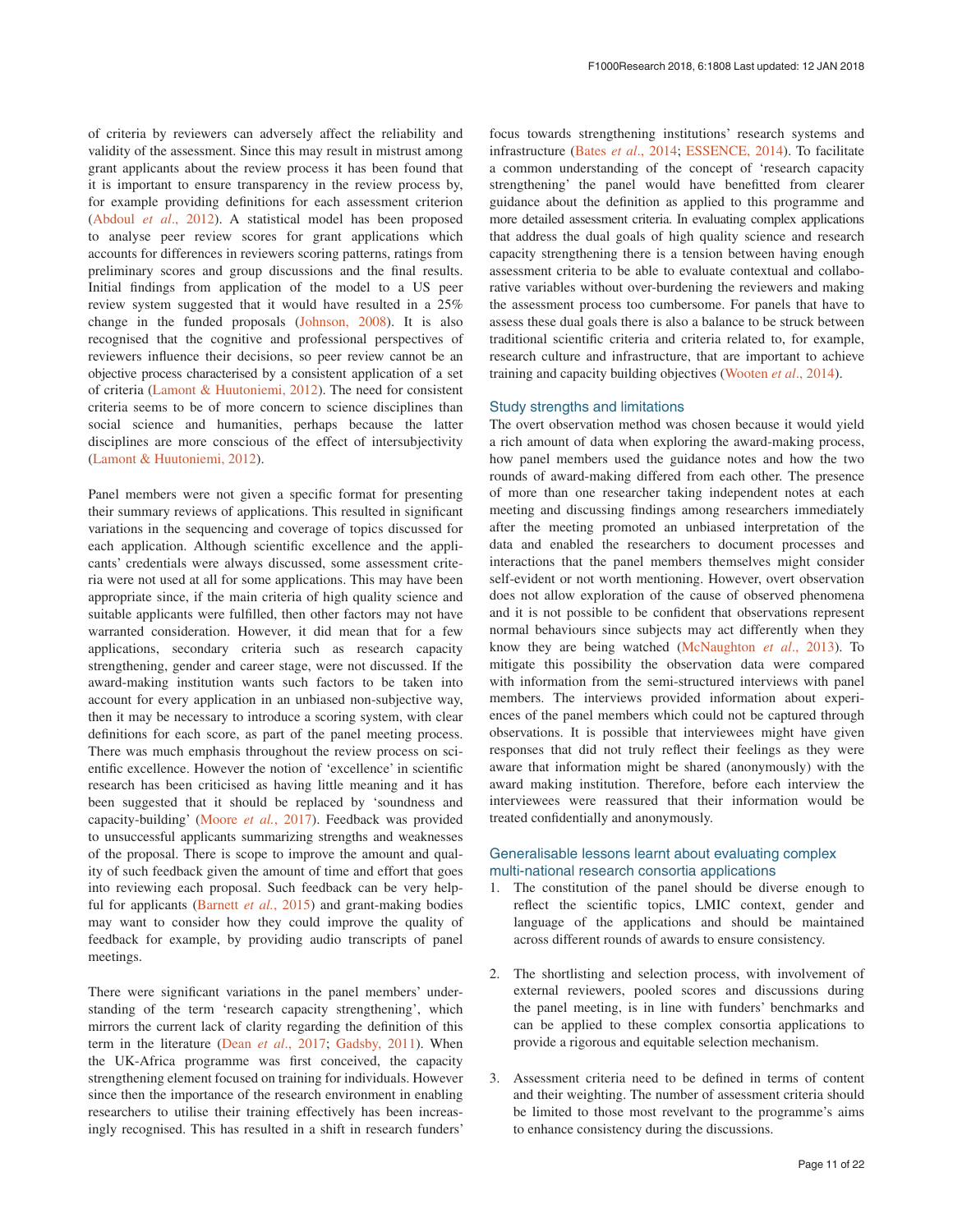of criteria by reviewers can adversely affect the reliability and validity of the assessment. Since this may result in mistrust among grant applicants about the review process it has been found that it is important to ensure transparency in the review process by, for example providing definitions for each assessment criterion (Abdoul *et al*., 2012). A statistical model has been proposed to analyse peer review scores for grant applications which accounts for differences in reviewers scoring patterns, ratings from preliminary scores and group discussions and the final results. Initial findings from application of the model to a US peer review system suggested that it would have resulted in a 25% change in the funded proposals (Johnson, 2008). It is also recognised that the cognitive and professional perspectives of reviewers influence their decisions, so peer review cannot be an objective process characterised by a consistent application of a set of criteria (Lamont & Huutoniemi, 2012). The need for consistent criteria seems to be of more concern to science disciplines than social science and humanities, perhaps because the latter disciplines are more conscious of the effect of intersubjectivity (Lamont & Huutoniemi, 2012).

Panel members were not given a specific format for presenting their summary reviews of applications. This resulted in significant variations in the sequencing and coverage of topics discussed for each application. Although scientific excellence and the applicants' credentials were always discussed, some assessment criteria were not used at all for some applications. This may have been appropriate since, if the main criteria of high quality science and suitable applicants were fulfilled, then other factors may not have warranted consideration. However, it did mean that for a few applications, secondary criteria such as research capacity strengthening, gender and career stage, were not discussed. If the award-making institution wants such factors to be taken into account for every application in an unbiased non-subjective way, then it may be necessary to introduce a scoring system, with clear definitions for each score, as part of the panel meeting process. There was much emphasis throughout the review process on scientific excellence. However the notion of 'excellence' in scientific research has been criticised as having little meaning and it has been suggested that it should be replaced by 'soundness and capacity-building' (Moore *et al.*, 2017). Feedback was provided to unsuccessful applicants summarizing strengths and weaknesses of the proposal. There is scope to improve the amount and quality of such feedback given the amount of time and effort that goes into reviewing each proposal. Such feedback can be very helpful for applicants (Barnett *et al.*, 2015) and grant-making bodies may want to consider how they could improve the quality of feedback for example, by providing audio transcripts of panel meetings.

There were significant variations in the panel members' understanding of the term 'research capacity strengthening', which mirrors the current lack of clarity regarding the definition of this term in the literature (Dean *et al*., 2017; Gadsby, 2011). When the UK-Africa programme was first conceived, the capacity strengthening element focused on training for individuals. However since then the importance of the research environment in enabling researchers to utilise their training effectively has been increasingly recognised. This has resulted in a shift in research funders' focus towards strengthening institutions' research systems and infrastructure (Bates *et al*., 2014; ESSENCE, 2014). To facilitate a common understanding of the concept of 'research capacity strengthening' the panel would have benefitted from clearer guidance about the definition as applied to this programme and more detailed assessment criteria. In evaluating complex applications that address the dual goals of high quality science and research capacity strengthening there is a tension between having enough assessment criteria to be able to evaluate contextual and collaborative variables without over-burdening the reviewers and making the assessment process too cumbersome. For panels that have to assess these dual goals there is also a balance to be struck between traditional scientific criteria and criteria related to, for example, research culture and infrastructure, that are important to achieve training and capacity building objectives (Wooten *et al*., 2014).

## Study strengths and limitations

The overt observation method was chosen because it would yield a rich amount of data when exploring the award-making process, how panel members used the guidance notes and how the two rounds of award-making differed from each other. The presence of more than one researcher taking independent notes at each meeting and discussing findings among researchers immediately after the meeting promoted an unbiased interpretation of the data and enabled the researchers to document processes and interactions that the panel members themselves might consider self-evident or not worth mentioning. However, overt observation does not allow exploration of the cause of observed phenomena and it is not possible to be confident that observations represent normal behaviours since subjects may act differently when they know they are being watched (McNaughton *et al*., 2013). To mitigate this possibility the observation data were compared with information from the semi-structured interviews with panel members. The interviews provided information about experiences of the panel members which could not be captured through observations. It is possible that interviewees might have given responses that did not truly reflect their feelings as they were aware that information might be shared (anonymously) with the award making institution. Therefore, before each interview the interviewees were reassured that their information would be treated confidentially and anonymously.

## Generalisable lessons learnt about evaluating complex multi-national research consortia applications

1. The constitution of the panel should be diverse enough to reflect the scientific topics, LMIC context, gender and language of the applications and should be maintained across different rounds of awards to ensure consistency.

2. The shortlisting and selection process, with involvement of external reviewers, pooled scores and discussions during the panel meeting, is in line with funders' benchmarks and can be applied to these complex consortia applications to provide a rigorous and equitable selection mechanism.

3. Assessment criteria need to be defined in terms of content and their weighting. The number of assessment criteria should be limited to those most revelvant to the programme's aims to enhance consistency during the discussions.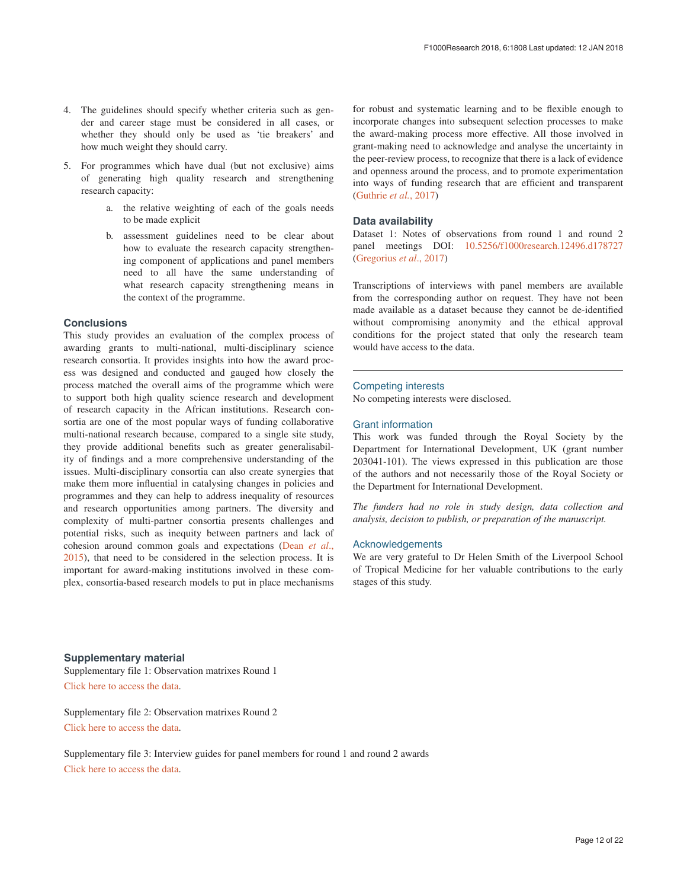4. The guidelines should specify whether criteria such as gender and career stage must be considered in all cases, or whether they should only be used as 'tie breakers' and how much weight they should carry.

5. For programmes which have dual (but not exclusive) aims of generating high quality research and strengthening research capacity:

    a. the relative weighting of each of the goals needs to be made explicit

    b. assessment guidelines need to be clear about how to evaluate the research capacity strengthening component of applications and panel members need to all have the same understanding of what research capacity strengthening means in the context of the programme.

## Conclusions

This study provides an evaluation of the complex process of awarding grants to multi-national, multi-disciplinary science research consortia. It provides insights into how the award process was designed and conducted and gauged how closely the process matched the overall aims of the programme which were to support both high quality science research and development of research capacity in the African institutions. Research consortia are one of the most popular ways of funding collaborative multi-national research because, compared to a single site study, they provide additional benefits such as greater generalisability of findings and a more comprehensive understanding of the issues. Multi-disciplinary consortia can also create synergies that make them more influential in catalysing changes in policies and programmes and they can help to address inequality of resources and research opportunities among partners. The diversity and complexity of multi-partner consortia presents challenges and potential risks, such as inequity between partners and lack of cohesion around common goals and expectations (Dean *et al.*, 2015), that need to be considered in the selection process. It is important for award-making institutions involved in these complex, consortia-based research models to put in place mechanisms for robust and systematic learning and to be flexible enough to incorporate changes into subsequent selection processes to make the award-making process more effective. All those involved in grant-making need to acknowledge and analyse the uncertainty in the peer-review process, to recognize that there is a lack of evidence and openness around the process, and to promote experimentation into ways of funding research that are efficient and transparent (Guthrie *et al.*, 2017)

## Data availability

Dataset 1: Notes of observations from round 1 and round 2 panel meetings DOI: 10.5256/f1000research.12496.d178727 (Gregorius *et al*., 2017)

Transcriptions of interviews with panel members are available from the corresponding author on request. They have not been made available as a dataset because they cannot be de-identified without compromising anonymity and the ethical approval conditions for the project stated that only the research team would have access to the data.

## Competing interests

No competing interests were disclosed.

## Grant information

This work was funded through the Royal Society by the Department for International Development, UK (grant number 203041-101). The views expressed in this publication are those of the authors and not necessarily those of the Royal Society or the Department for International Development.

*The funders had no role in study design, data collection and analysis, decision to publish, or preparation of the manuscript.*

## Acknowledgements

We are very grateful to Dr Helen Smith of the Liverpool School of Tropical Medicine for her valuable contributions to the early stages of this study.

## Supplementary material

Supplementary file 1: Observation matrixes Round 1

Click here to access the data.

Supplementary file 2: Observation matrixes Round 2

Click here to access the data.

Supplementary file 3: Interview guides for panel members for round 1 and round 2 awards

Click here to access the data.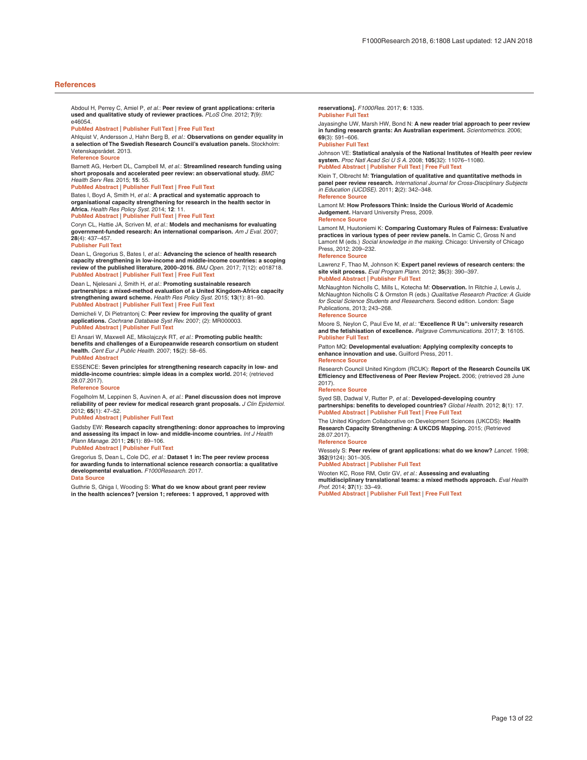## References

Abdoul H, Perrey C, Amiel P, *et al.*: **Peer review of grant applications: criteria used and qualitative study of reviewer practices.** *PLoS One.* 2012; **7**(9): e46054.
PubMed Abstract | Publisher Full Text | Free Full Text

Ahlquist V, Andersson J, Hahn Berg B, *et al.*: **Observations on gender equality in a selection of The Swedish Research Council's evaluation panels.** Stockholm: Vetenskapsrådet. 2013.
Reference Source

Barnett AG, Herbert DL, Campbell M, *et al.*: **Streamlined research funding using short proposals and accelerated peer review: an observational study.** *BMC Health Serv Res.* 2015; **15**: 55.
PubMed Abstract | Publisher Full Text | Free Full Text

Bates I, Boyd A, Smith H, *et al.*: **A practical and systematic approach to organisational capacity strengthening for research in the health sector in Africa.** *Health Res Policy Syst.* 2014; **12**: 11.
PubMed Abstract | Publisher Full Text | Free Full Text

Coryn CL, Hattie JA, Scriven M, *et al.*: **Models and mechanisms for evaluating government-funded research: An international comparison.** *Am J Eval.* 2007; **28**(4): 437–457.
Publisher Full Text

Dean L, Gregorius S, Bates I, *et al.*: **Advancing the science of health research capacity strengthening in low-income and middle-income countries: a scoping review of the published literature, 2000–2016.** *BMJ Open.* 2017; 7(12): e018718.
PubMed Abstract | Publisher Full Text | Free Full Text

Dean L, Njelesani J, Smith H, *et al.*: **Promoting sustainable research partnerships: a mixed-method evaluation of a United Kingdom-Africa capacity strengthening award scheme.** *Health Res Policy Syst.* 2015; **13**(1): 81–90.
PubMed Abstract | Publisher Full Text | Free Full Text

Demicheli V, Di Pietrantonj C: **Peer review for improving the quality of grant applications.** *Cochrane Database Syst Rev.* 2007; (2): MR000003.
PubMed Abstract | Publisher Full Text

El Ansari W, Maxwell AE, Mikolajczyk RT, *et al.*: **Promoting public health: benefits and challenges of a Europeanwide research consortium on student health.** *Cent Eur J Public Health.* 2007; **15**(2): 58–65.
PubMed Abstract

ESSENCE: **Seven principles for strengthening research capacity in low- and middle-income countries: simple ideas in a complex world.** 2014; (retrieved 28.07.2017).
Reference Source

Fogelholm M, Leppinen S, Auvinen A, *et al.*: **Panel discussion does not improve reliability of peer review for medical research grant proposals.** *J Clin Epidemiol.* 2012; **65**(1): 47–52.
PubMed Abstract | Publisher Full Text

Gadsby EW: **Research capacity strengthening: donor approaches to improving and assessing its impact in low- and middle-income countries.** *Int J Health Plann Manage.* 2011; **26**(1): 89–106.
PubMed Abstract | Publisher Full Text

Gregorius S, Dean L, Cole DC, *et al.*: **Dataset 1 in: The peer review process for awarding funds to international science research consortia: a qualitative developmental evaluation.** *F1000Research.* 2017.
Data Source

Guthrie S, Ghiga I, Wooding S: **What do we know about grant peer review in the health sciences? [version 1; referees: 1 approved, 1 approved with reservations].** *F1000Res.* 2017; **6**: 1335.
Publisher Full Text

Jayasinghe UW, Marsh HW, Bond N: **A new reader trial approach to peer review in funding research grants: An Australian experiment.** *Scientometrics.* 2006; **69**(3): 591–606.
Publisher Full Text

Johnson VE: **Statistical analysis of the National Institutes of Health peer review system.** *Proc Natl Acad Sci U S A.* 2008; **105**(32): 11076–11080.
PubMed Abstract | Publisher Full Text | Free Full Text

Klein T, Olbrecht M: **Triangulation of qualitative and quantitative methods in panel peer review research.** *International Journal for Cross-Disciplinary Subjects in Education (IJCDSE).* 2011; **2**(2): 342–348.
Reference Source

Lamont M: **How Professors Think: Inside the Curious World of Academic Judgement.** Harvard University Press, 2009.
Reference Source

Lamont M, Huutoniemi K: **Comparing Customary Rules of Fairness: Evaluative practices in various types of peer review panels.** In Camic C, Gross N and Lamont M (eds.) *Social knowledge in the making.* Chicago: University of Chicago Press, 2012; 209–232.
Reference Source

Lawrenz F, Thao M, Johnson K: **Expert panel reviews of research centers: the site visit process.** *Eval Program Plann.* 2012; **35**(3): 390–397.
PubMed Abstract | Publisher Full Text

McNaughton Nicholls C, Mills L, Kotecha M: **Observation.** In Ritchie J, Lewis J, McNaughton Nicholls C & Ormston R (eds.) *Qualitative Research Practice: A Guide for Social Science Students and Researchers.* Second edition. London: Sage Publications, 2013; 243–268.
Reference Source

Moore S, Neylon C, Paul Eve M, *et al.*: **"Excellence R Us": university research and the fetishisation of excellence.** *Palgrave Communications.* 2017; **3**: 16105.
Publisher Full Text

Patton MQ: **Developmental evaluation: Applying complexity concepts to enhance innovation and use.** Guilford Press, 2011.
Reference Source

Research Council United Kingdom (RCUK): **Report of the Research Councils UK Efficiency and Effectiveness of Peer Review Project.** 2006; (retrieved 28 June 2017).
Reference Source

Syed SB, Dadwal V, Rutter P, *et al.*: **Developed-developing country partnerships: benefits to developed countries?** *Global Health.* 2012; **8**(1): 17.
PubMed Abstract | Publisher Full Text | Free Full Text

The United Kingdom Collaborative on Development Sciences (UKCDS): **Health Research Capacity Strengthening: A UKCDS Mapping.** 2015; (Retrieved 28.07.2017).
Reference Source

Wessely S: **Peer review of grant applications: what do we know?** *Lancet.* 1998; **352**(9124): 301–305.
PubMed Abstract | Publisher Full Text

Wooten KC, Rose RM, Ostir GV, *et al.*: **Assessing and evaluating multidisciplinary translational teams: a mixed methods approach.** *Eval Health Prof.* 2014; **37**(1): 33–49.
PubMed Abstract | Publisher Full Text | Free Full Text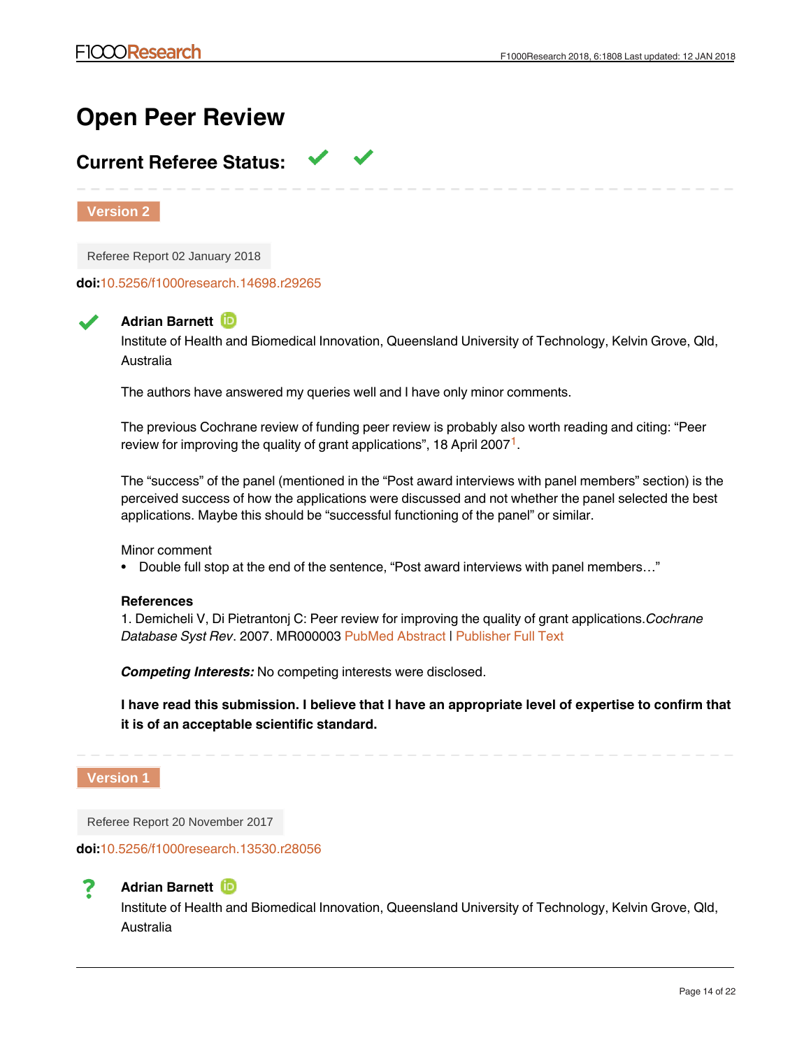# Open Peer Review

## Current Referee Status: ✔ ✔

**Version 2**

Referee Report 02 January 2018

**doi:**10.5256/f1000research.14698.r29265

✔ **Adrian Barnett**
Institute of Health and Biomedical Innovation, Queensland University of Technology, Kelvin Grove, Qld, Australia

The authors have answered my queries well and I have only minor comments.

The previous Cochrane review of funding peer review is probably also worth reading and citing: "Peer review for improving the quality of grant applications", 18 April 2007[1].

The "success" of the panel (mentioned in the "Post award interviews with panel members" section) is the perceived success of how the applications were discussed and not whether the panel selected the best applications. Maybe this should be "successful functioning of the panel" or similar.

Minor comment

- Double full stop at the end of the sentence, "Post award interviews with panel members…"

**References**

1. Demicheli V, Di Pietrantonj C: Peer review for improving the quality of grant applications. *Cochrane Database Syst Rev*. 2007. MR000003 PubMed Abstract | Publisher Full Text

***Competing Interests:*** No competing interests were disclosed.

**I have read this submission. I believe that I have an appropriate level of expertise to confirm that it is of an acceptable scientific standard.**

**Version 1**

Referee Report 20 November 2017

**doi:**10.5256/f1000research.13530.r28056

? **Adrian Barnett**
Institute of Health and Biomedical Innovation, Queensland University of Technology, Kelvin Grove, Qld, Australia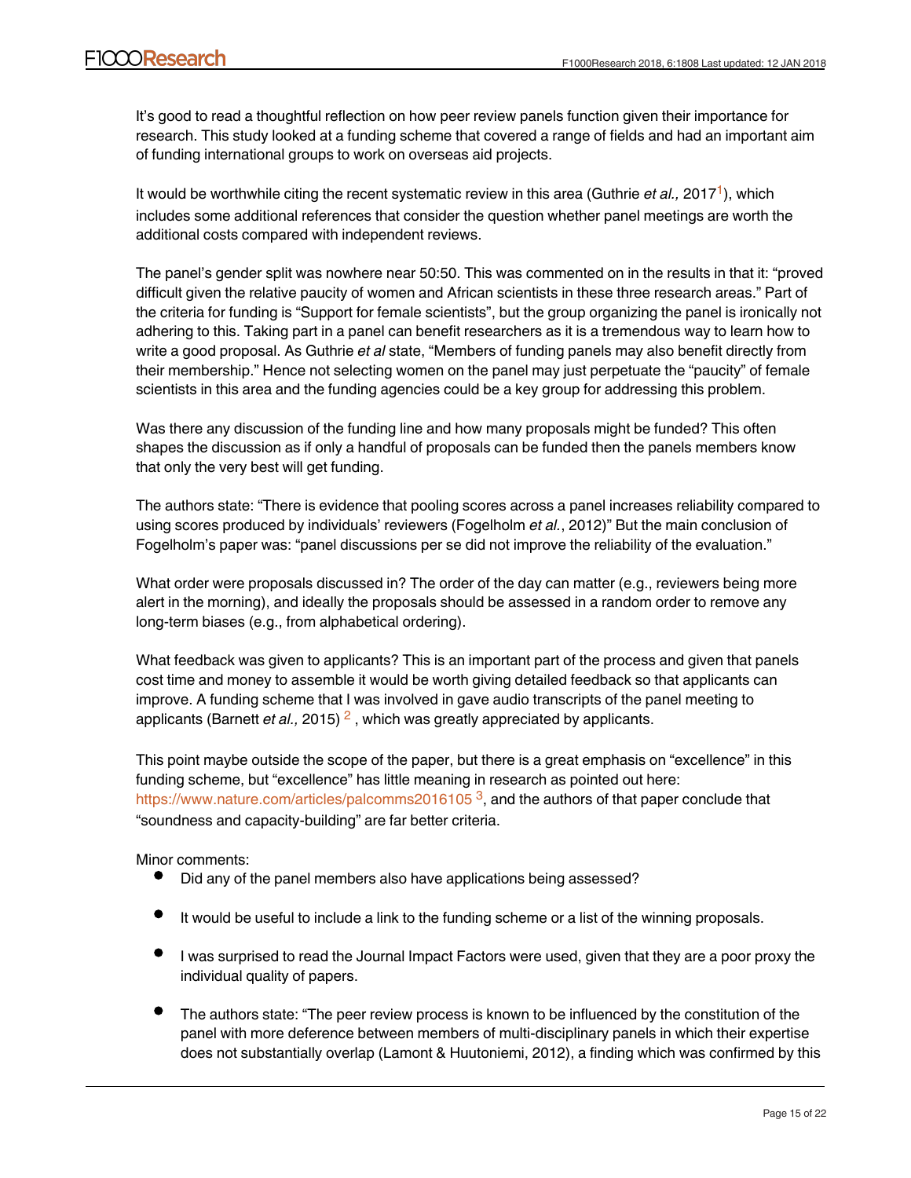It's good to read a thoughtful reflection on how peer review panels function given their importance for research. This study looked at a funding scheme that covered a range of fields and had an important aim of funding international groups to work on overseas aid projects.

It would be worthwhile citing the recent systematic review in this area (Guthrie *et al.,* 2017[1]), which includes some additional references that consider the question whether panel meetings are worth the additional costs compared with independent reviews.

The panel's gender split was nowhere near 50:50. This was commented on in the results in that it: "proved difficult given the relative paucity of women and African scientists in these three research areas." Part of the criteria for funding is "Support for female scientists", but the group organizing the panel is ironically not adhering to this. Taking part in a panel can benefit researchers as it is a tremendous way to learn how to write a good proposal. As Guthrie *et al* state, "Members of funding panels may also benefit directly from their membership." Hence not selecting women on the panel may just perpetuate the "paucity" of female scientists in this area and the funding agencies could be a key group for addressing this problem.

Was there any discussion of the funding line and how many proposals might be funded? This often shapes the discussion as if only a handful of proposals can be funded then the panels members know that only the very best will get funding.

The authors state: "There is evidence that pooling scores across a panel increases reliability compared to using scores produced by individuals' reviewers (Fogelholm *et al.*, 2012)" But the main conclusion of Fogelholm's paper was: "panel discussions per se did not improve the reliability of the evaluation."

What order were proposals discussed in? The order of the day can matter (e.g., reviewers being more alert in the morning), and ideally the proposals should be assessed in a random order to remove any long-term biases (e.g., from alphabetical ordering).

What feedback was given to applicants? This is an important part of the process and given that panels cost time and money to assemble it would be worth giving detailed feedback so that applicants can improve. A funding scheme that I was involved in gave audio transcripts of the panel meeting to applicants (Barnett *et al.,* 2015) [2] , which was greatly appreciated by applicants.

This point maybe outside the scope of the paper, but there is a great emphasis on "excellence" in this funding scheme, but "excellence" has little meaning in research as pointed out here: https://www.nature.com/articles/palcomms2016105 [3], and the authors of that paper conclude that "soundness and capacity-building" are far better criteria.

Minor comments:

- Did any of the panel members also have applications being assessed?
- It would be useful to include a link to the funding scheme or a list of the winning proposals.
- I was surprised to read the Journal Impact Factors were used, given that they are a poor proxy the individual quality of papers.
- The authors state: "The peer review process is known to be influenced by the constitution of the panel with more deference between members of multi-disciplinary panels in which their expertise does not substantially overlap (Lamont & Huutoniemi, 2012), a finding which was confirmed by this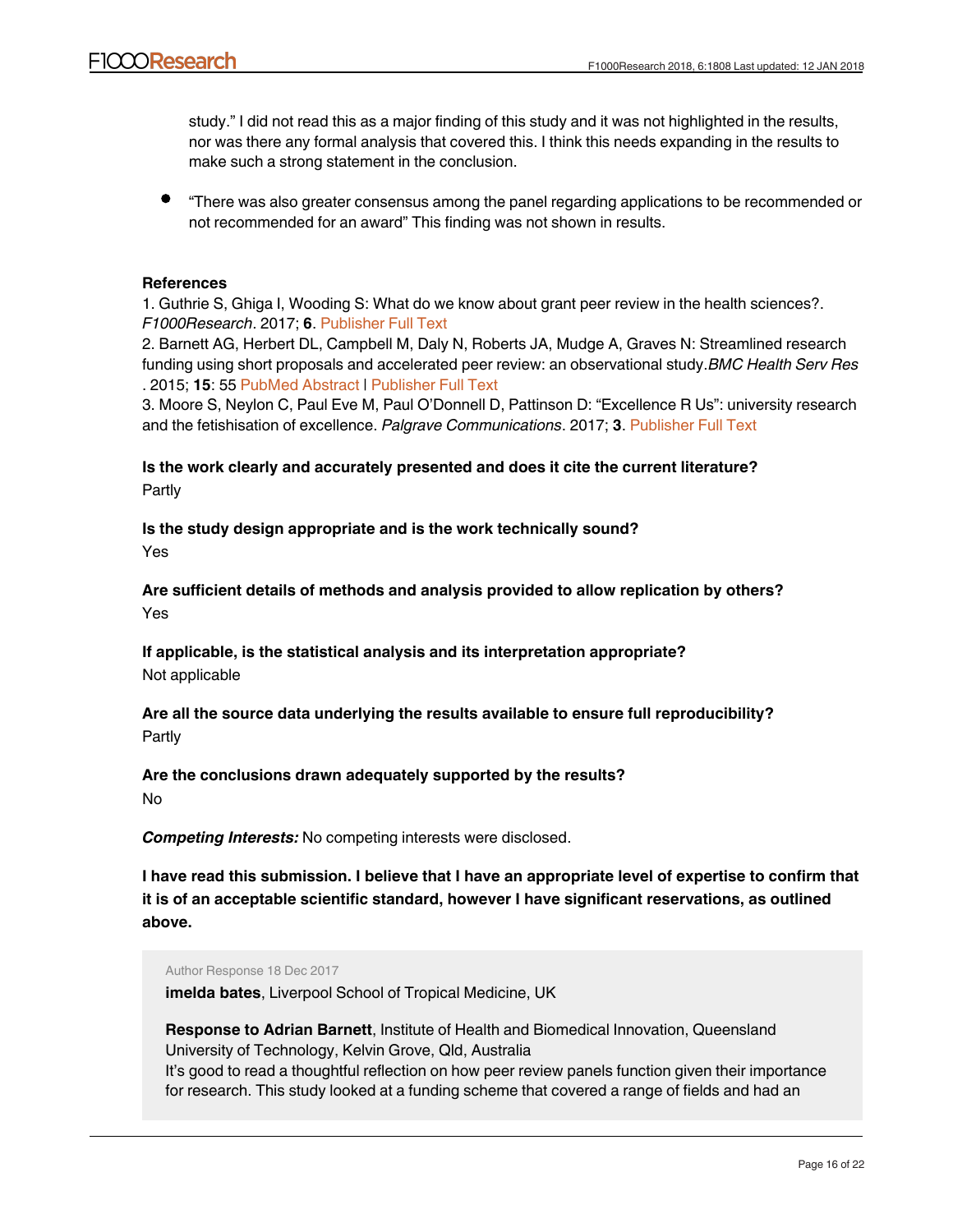study." I did not read this as a major finding of this study and it was not highlighted in the results, nor was there any formal analysis that covered this. I think this needs expanding in the results to make such a strong statement in the conclusion.

- "There was also greater consensus among the panel regarding applications to be recommended or not recommended for an award" This finding was not shown in results.

**References**

1. Guthrie S, Ghiga I, Wooding S: What do we know about grant peer review in the health sciences?. *F1000Research*. 2017; **6**. Publisher Full Text
2. Barnett AG, Herbert DL, Campbell M, Daly N, Roberts JA, Mudge A, Graves N: Streamlined research funding using short proposals and accelerated peer review: an observational study.*BMC Health Serv Res*. 2015; **15**: 55 PubMed Abstract | Publisher Full Text
3. Moore S, Neylon C, Paul Eve M, Paul O'Donnell D, Pattinson D: "Excellence R Us": university research and the fetishisation of excellence. *Palgrave Communications*. 2017; **3**. Publisher Full Text

**Is the work clearly and accurately presented and does it cite the current literature?**
Partly

**Is the study design appropriate and is the work technically sound?**
Yes

**Are sufficient details of methods and analysis provided to allow replication by others?**
Yes

**If applicable, is the statistical analysis and its interpretation appropriate?**
Not applicable

**Are all the source data underlying the results available to ensure full reproducibility?**
Partly

**Are the conclusions drawn adequately supported by the results?**
No

***Competing Interests:*** No competing interests were disclosed.

**I have read this submission. I believe that I have an appropriate level of expertise to confirm that it is of an acceptable scientific standard, however I have significant reservations, as outlined above.**

Author Response 18 Dec 2017

**imelda bates**, Liverpool School of Tropical Medicine, UK

**Response to Adrian Barnett**, Institute of Health and Biomedical Innovation, Queensland University of Technology, Kelvin Grove, Qld, Australia
It's good to read a thoughtful reflection on how peer review panels function given their importance for research. This study looked at a funding scheme that covered a range of fields and had an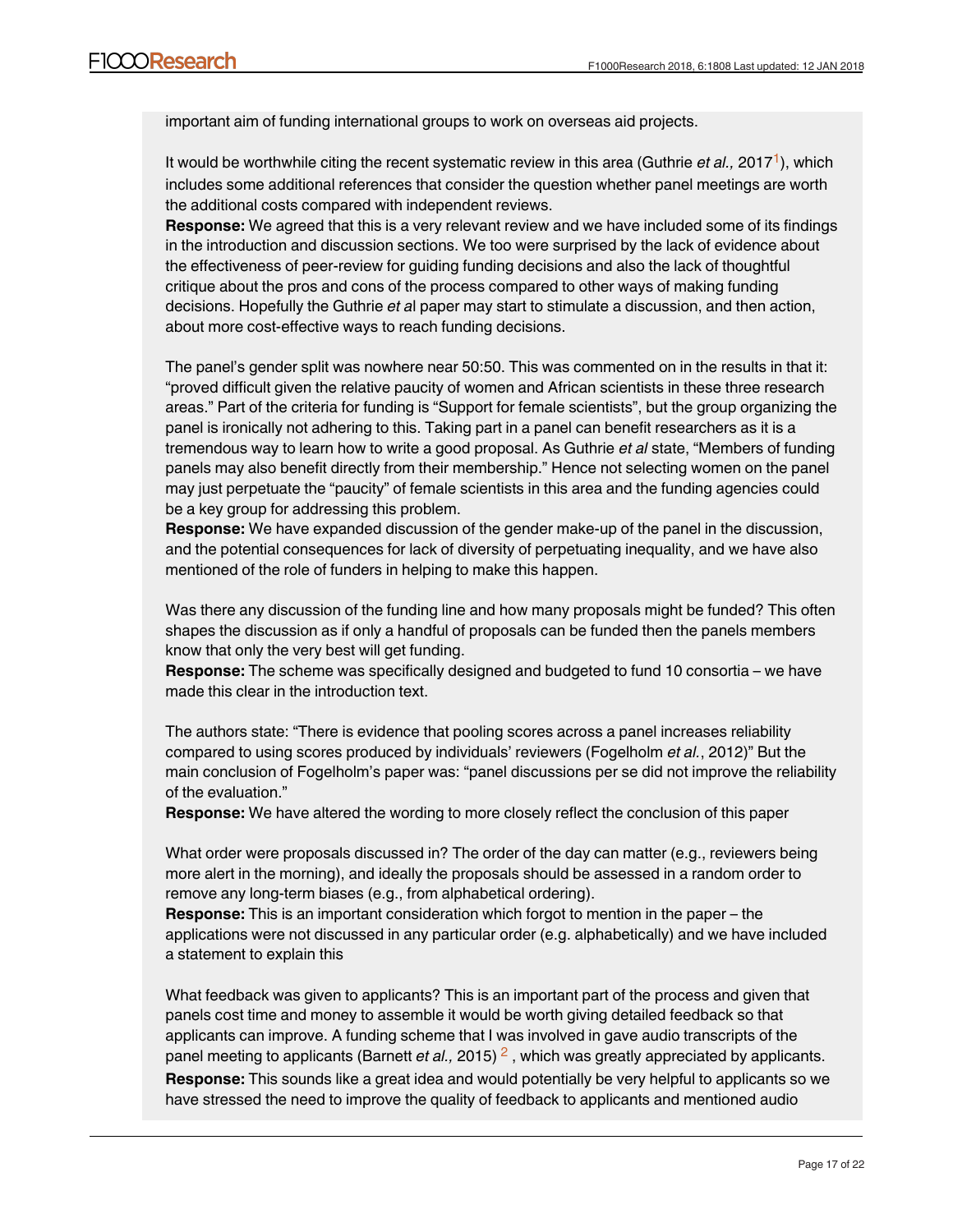important aim of funding international groups to work on overseas aid projects.

It would be worthwhile citing the recent systematic review in this area (Guthrie *et al.,* 2017[1]), which includes some additional references that consider the question whether panel meetings are worth the additional costs compared with independent reviews.
**Response:** We agreed that this is a very relevant review and we have included some of its findings in the introduction and discussion sections. We too were surprised by the lack of evidence about the effectiveness of peer-review for guiding funding decisions and also the lack of thoughtful critique about the pros and cons of the process compared to other ways of making funding decisions. Hopefully the Guthrie *et a*l paper may start to stimulate a discussion, and then action, about more cost-effective ways to reach funding decisions.

The panel's gender split was nowhere near 50:50. This was commented on in the results in that it: "proved difficult given the relative paucity of women and African scientists in these three research areas." Part of the criteria for funding is "Support for female scientists", but the group organizing the panel is ironically not adhering to this. Taking part in a panel can benefit researchers as it is a tremendous way to learn how to write a good proposal. As Guthrie *et al* state, "Members of funding panels may also benefit directly from their membership." Hence not selecting women on the panel may just perpetuate the "paucity" of female scientists in this area and the funding agencies could be a key group for addressing this problem.
**Response:** We have expanded discussion of the gender make-up of the panel in the discussion, and the potential consequences for lack of diversity of perpetuating inequality, and we have also mentioned of the role of funders in helping to make this happen.

Was there any discussion of the funding line and how many proposals might be funded? This often shapes the discussion as if only a handful of proposals can be funded then the panels members know that only the very best will get funding.
**Response:** The scheme was specifically designed and budgeted to fund 10 consortia – we have made this clear in the introduction text.

The authors state: "There is evidence that pooling scores across a panel increases reliability compared to using scores produced by individuals' reviewers (Fogelholm *et al.*, 2012)" But the main conclusion of Fogelholm's paper was: "panel discussions per se did not improve the reliability of the evaluation."
**Response:** We have altered the wording to more closely reflect the conclusion of this paper

What order were proposals discussed in? The order of the day can matter (e.g., reviewers being more alert in the morning), and ideally the proposals should be assessed in a random order to remove any long-term biases (e.g., from alphabetical ordering).
**Response:** This is an important consideration which forgot to mention in the paper – the applications were not discussed in any particular order (e.g. alphabetically) and we have included a statement to explain this

What feedback was given to applicants? This is an important part of the process and given that panels cost time and money to assemble it would be worth giving detailed feedback so that applicants can improve. A funding scheme that I was involved in gave audio transcripts of the panel meeting to applicants (Barnett *et al.,* 2015) [2] , which was greatly appreciated by applicants.
**Response:** This sounds like a great idea and would potentially be very helpful to applicants so we have stressed the need to improve the quality of feedback to applicants and mentioned audio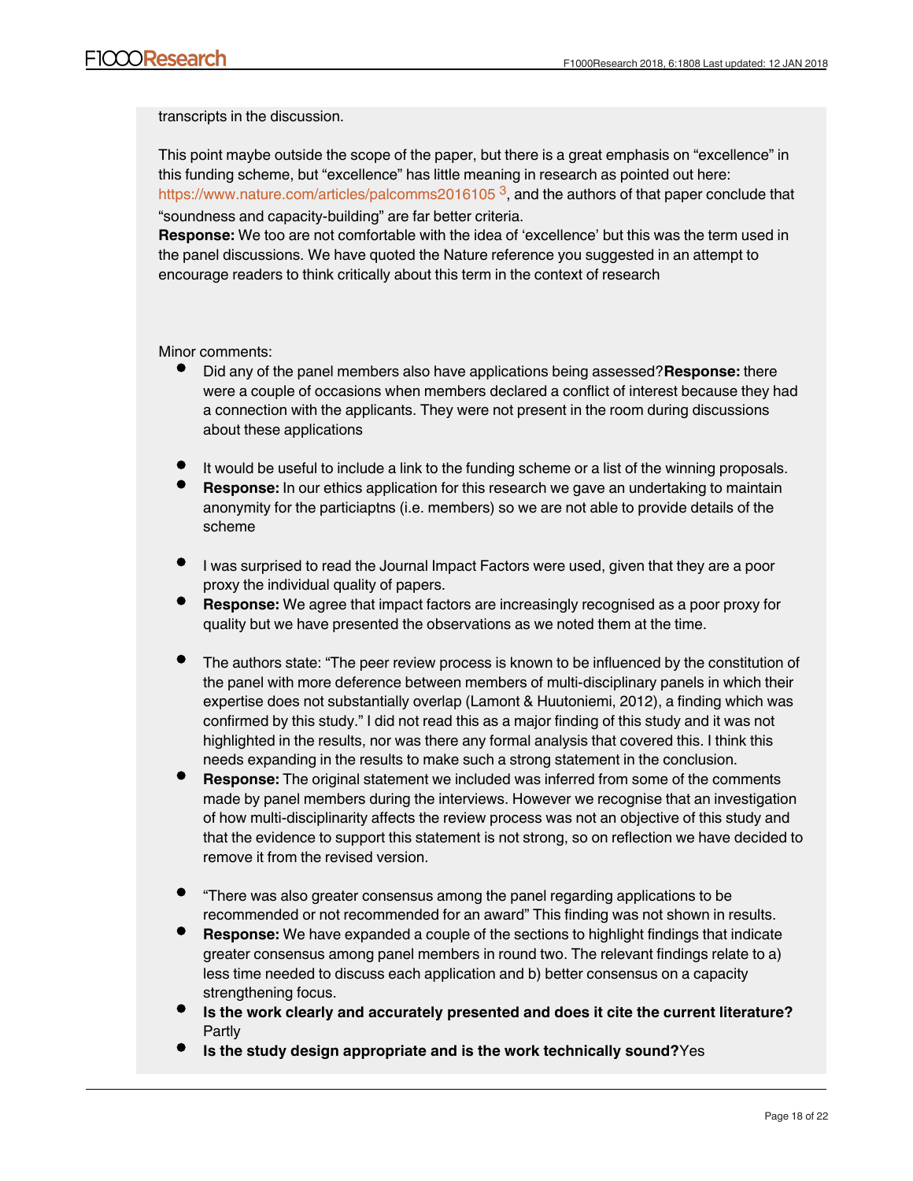transcripts in the discussion.

This point maybe outside the scope of the paper, but there is a great emphasis on "excellence" in this funding scheme, but "excellence" has little meaning in research as pointed out here: https://www.nature.com/articles/palcomms2016105 [3], and the authors of that paper conclude that "soundness and capacity-building" are far better criteria.
**Response:** We too are not comfortable with the idea of 'excellence' but this was the term used in the panel discussions. We have quoted the Nature reference you suggested in an attempt to encourage readers to think critically about this term in the context of research

Minor comments:

- Did any of the panel members also have applications being assessed?**Response:** there were a couple of occasions when members declared a conflict of interest because they had a connection with the applicants. They were not present in the room during discussions about these applications

- It would be useful to include a link to the funding scheme or a list of the winning proposals.
- **Response:** In our ethics application for this research we gave an undertaking to maintain anonymity for the particiaptns (i.e. members) so we are not able to provide details of the scheme

- I was surprised to read the Journal Impact Factors were used, given that they are a poor proxy the individual quality of papers.
- **Response:** We agree that impact factors are increasingly recognised as a poor proxy for quality but we have presented the observations as we noted them at the time.

- The authors state: "The peer review process is known to be influenced by the constitution of the panel with more deference between members of multi-disciplinary panels in which their expertise does not substantially overlap (Lamont & Huutoniemi, 2012), a finding which was confirmed by this study." I did not read this as a major finding of this study and it was not highlighted in the results, nor was there any formal analysis that covered this. I think this needs expanding in the results to make such a strong statement in the conclusion.
- **Response:** The original statement we included was inferred from some of the comments made by panel members during the interviews. However we recognise that an investigation of how multi-disciplinarity affects the review process was not an objective of this study and that the evidence to support this statement is not strong, so on reflection we have decided to remove it from the revised version.

- "There was also greater consensus among the panel regarding applications to be recommended or not recommended for an award" This finding was not shown in results.
- **Response:** We have expanded a couple of the sections to highlight findings that indicate greater consensus among panel members in round two. The relevant findings relate to a) less time needed to discuss each application and b) better consensus on a capacity strengthening focus.
- **Is the work clearly and accurately presented and does it cite the current literature?** Partly
- **Is the study design appropriate and is the work technically sound?**Yes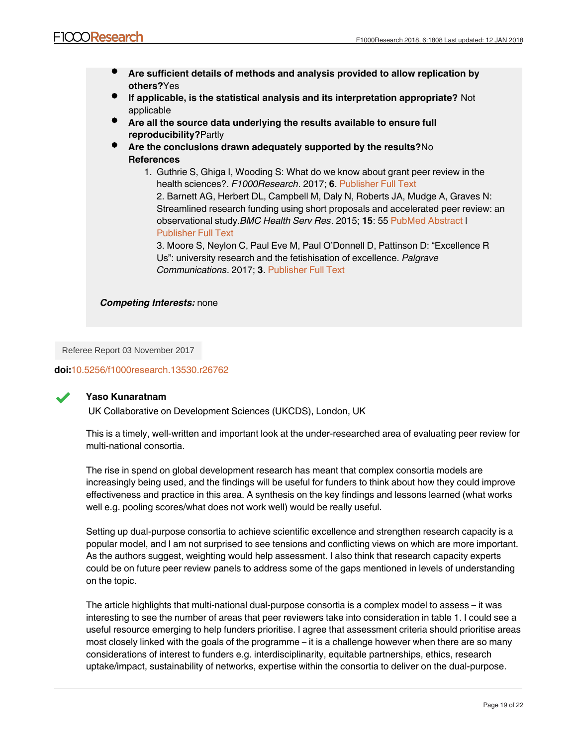- **Are sufficient details of methods and analysis provided to allow replication by others?** Yes
- **If applicable, is the statistical analysis and its interpretation appropriate?** Not applicable
- **Are all the source data underlying the results available to ensure full reproducibility?** Partly
- **Are the conclusions drawn adequately supported by the results?** No

**References**

1. Guthrie S, Ghiga I, Wooding S: What do we know about grant peer review in the health sciences?. *F1000Research*. 2017; **6**. Publisher Full Text
2. Barnett AG, Herbert DL, Campbell M, Daly N, Roberts JA, Mudge A, Graves N: Streamlined research funding using short proposals and accelerated peer review: an observational study. *BMC Health Serv Res*. 2015; **15**: 55 PubMed Abstract | Publisher Full Text
3. Moore S, Neylon C, Paul Eve M, Paul O'Donnell D, Pattinson D: "Excellence R Us": university research and the fetishisation of excellence. *Palgrave Communications*. 2017; **3**. Publisher Full Text

***Competing Interests:*** none

Referee Report 03 November 2017

**doi:**10.5256/f1000research.13530.r26762

**Yaso Kunaratnam**

UK Collaborative on Development Sciences (UKCDS), London, UK

This is a timely, well-written and important look at the under-researched area of evaluating peer review for multi-national consortia.

The rise in spend on global development research has meant that complex consortia models are increasingly being used, and the findings will be useful for funders to think about how they could improve effectiveness and practice in this area. A synthesis on the key findings and lessons learned (what works well e.g. pooling scores/what does not work well) would be really useful.

Setting up dual-purpose consortia to achieve scientific excellence and strengthen research capacity is a popular model, and I am not surprised to see tensions and conflicting views on which are more important. As the authors suggest, weighting would help assessment. I also think that research capacity experts could be on future peer review panels to address some of the gaps mentioned in levels of understanding on the topic.

The article highlights that multi-national dual-purpose consortia is a complex model to assess – it was interesting to see the number of areas that peer reviewers take into consideration in table 1. I could see a useful resource emerging to help funders prioritise. I agree that assessment criteria should prioritise areas most closely linked with the goals of the programme – it is a challenge however when there are so many considerations of interest to funders e.g. interdisciplinarity, equitable partnerships, ethics, research uptake/impact, sustainability of networks, expertise within the consortia to deliver on the dual-purpose.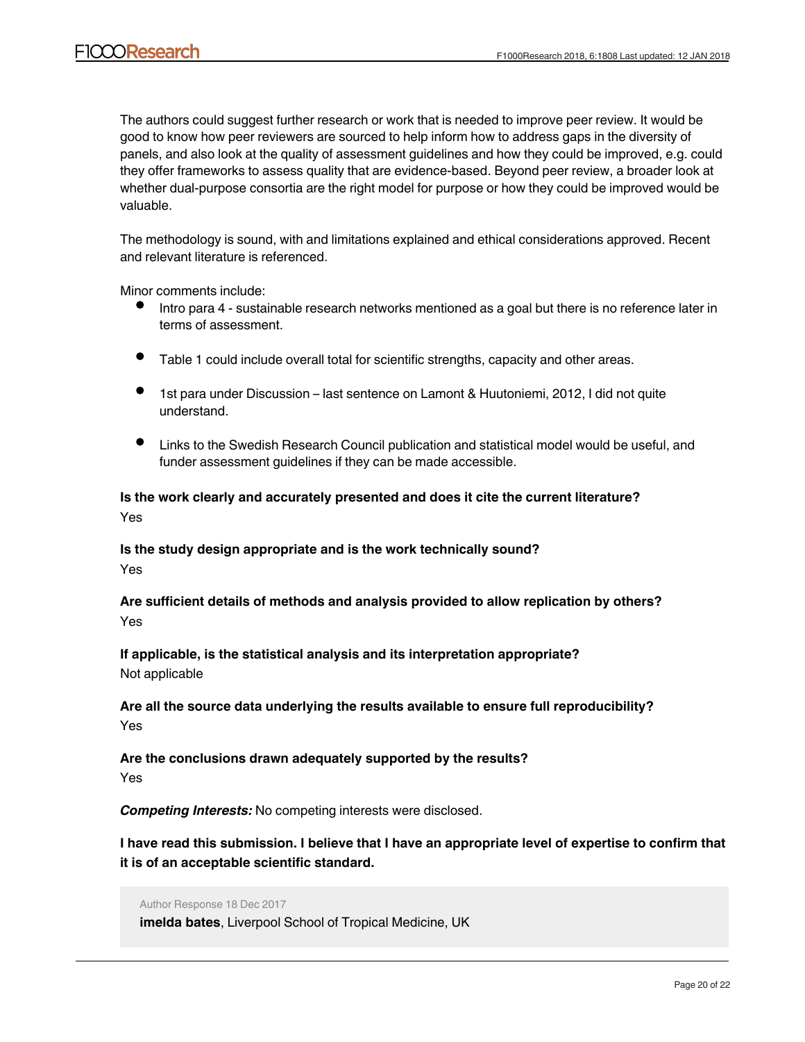The authors could suggest further research or work that is needed to improve peer review. It would be good to know how peer reviewers are sourced to help inform how to address gaps in the diversity of panels, and also look at the quality of assessment guidelines and how they could be improved, e.g. could they offer frameworks to assess quality that are evidence-based. Beyond peer review, a broader look at whether dual-purpose consortia are the right model for purpose or how they could be improved would be valuable.

The methodology is sound, with and limitations explained and ethical considerations approved. Recent and relevant literature is referenced.

Minor comments include:

- Intro para 4 - sustainable research networks mentioned as a goal but there is no reference later in terms of assessment.
- Table 1 could include overall total for scientific strengths, capacity and other areas.
- 1st para under Discussion – last sentence on Lamont & Huutoniemi, 2012, I did not quite understand.
- Links to the Swedish Research Council publication and statistical model would be useful, and funder assessment guidelines if they can be made accessible.

**Is the work clearly and accurately presented and does it cite the current literature?**
Yes

**Is the study design appropriate and is the work technically sound?**
Yes

**Are sufficient details of methods and analysis provided to allow replication by others?**
Yes

**If applicable, is the statistical analysis and its interpretation appropriate?**
Not applicable

**Are all the source data underlying the results available to ensure full reproducibility?**
Yes

**Are the conclusions drawn adequately supported by the results?**
Yes

***Competing Interests:*** No competing interests were disclosed.

**I have read this submission. I believe that I have an appropriate level of expertise to confirm that it is of an acceptable scientific standard.**

Author Response 18 Dec 2017

**imelda bates**, Liverpool School of Tropical Medicine, UK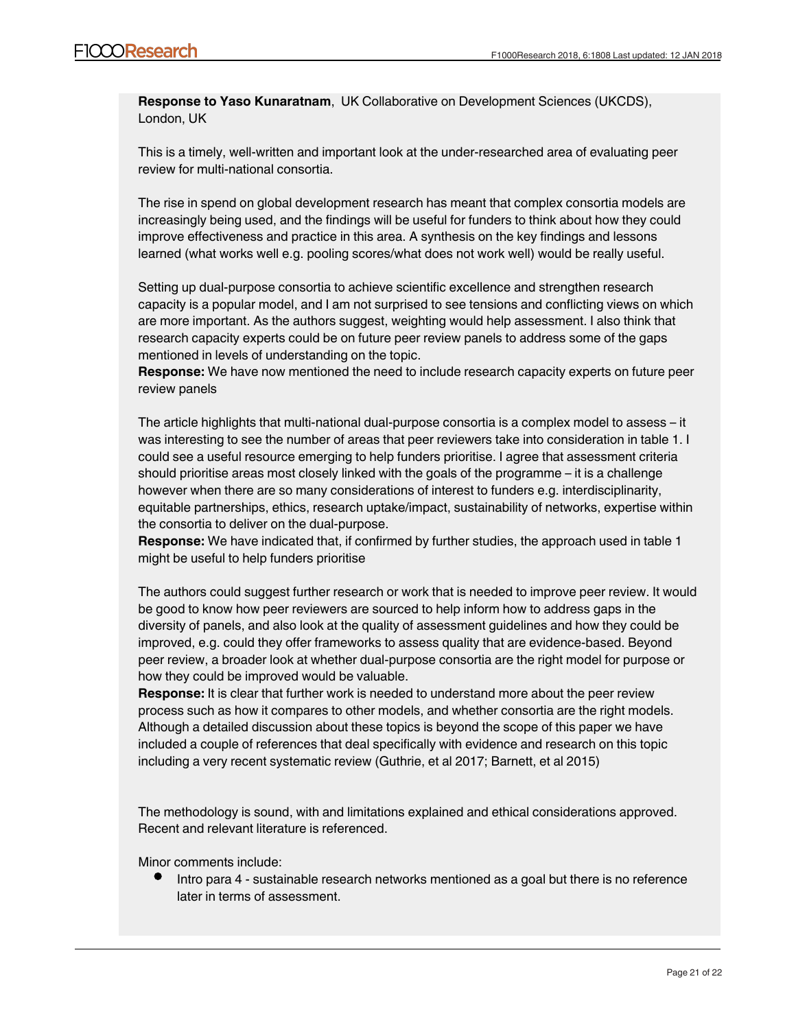**Response to Yaso Kunaratnam**, UK Collaborative on Development Sciences (UKCDS), London, UK

This is a timely, well-written and important look at the under-researched area of evaluating peer review for multi-national consortia.

The rise in spend on global development research has meant that complex consortia models are increasingly being used, and the findings will be useful for funders to think about how they could improve effectiveness and practice in this area. A synthesis on the key findings and lessons learned (what works well e.g. pooling scores/what does not work well) would be really useful.

Setting up dual-purpose consortia to achieve scientific excellence and strengthen research capacity is a popular model, and I am not surprised to see tensions and conflicting views on which are more important. As the authors suggest, weighting would help assessment. I also think that research capacity experts could be on future peer review panels to address some of the gaps mentioned in levels of understanding on the topic.
**Response:** We have now mentioned the need to include research capacity experts on future peer review panels

The article highlights that multi-national dual-purpose consortia is a complex model to assess – it was interesting to see the number of areas that peer reviewers take into consideration in table 1. I could see a useful resource emerging to help funders prioritise. I agree that assessment criteria should prioritise areas most closely linked with the goals of the programme – it is a challenge however when there are so many considerations of interest to funders e.g. interdisciplinarity, equitable partnerships, ethics, research uptake/impact, sustainability of networks, expertise within the consortia to deliver on the dual-purpose.
**Response:** We have indicated that, if confirmed by further studies, the approach used in table 1 might be useful to help funders prioritise

The authors could suggest further research or work that is needed to improve peer review. It would be good to know how peer reviewers are sourced to help inform how to address gaps in the diversity of panels, and also look at the quality of assessment guidelines and how they could be improved, e.g. could they offer frameworks to assess quality that are evidence-based. Beyond peer review, a broader look at whether dual-purpose consortia are the right model for purpose or how they could be improved would be valuable.
**Response:** It is clear that further work is needed to understand more about the peer review process such as how it compares to other models, and whether consortia are the right models. Although a detailed discussion about these topics is beyond the scope of this paper we have included a couple of references that deal specifically with evidence and research on this topic including a very recent systematic review (Guthrie, et al 2017; Barnett, et al 2015)

The methodology is sound, with and limitations explained and ethical considerations approved. Recent and relevant literature is referenced.

Minor comments include:

- Intro para 4 - sustainable research networks mentioned as a goal but there is no reference later in terms of assessment.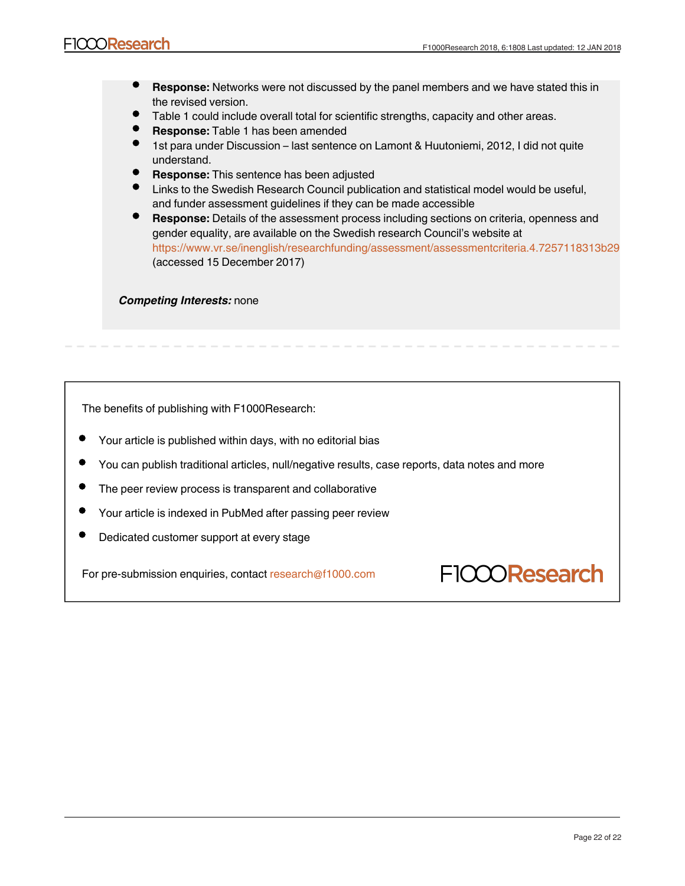- **Response:** Networks were not discussed by the panel members and we have stated this in the revised version.
- Table 1 could include overall total for scientific strengths, capacity and other areas.
- **Response:** Table 1 has been amended
- 1st para under Discussion – last sentence on Lamont & Huutoniemi, 2012, I did not quite understand.
- **Response:** This sentence has been adjusted
- Links to the Swedish Research Council publication and statistical model would be useful, and funder assessment guidelines if they can be made accessible
- **Response:** Details of the assessment process including sections on criteria, openness and gender equality, are available on the Swedish research Council's website at https://www.vr.se/inenglish/researchfunding/assessment/assessmentcriteria.4.7257118313b29 (accessed 15 December 2017)

***Competing Interests:*** none

The benefits of publishing with F1000Research:

- Your article is published within days, with no editorial bias
- You can publish traditional articles, null/negative results, case reports, data notes and more
- The peer review process is transparent and collaborative
- Your article is indexed in PubMed after passing peer review
- Dedicated customer support at every stage

For pre-submission enquiries, contact research@f1000.com